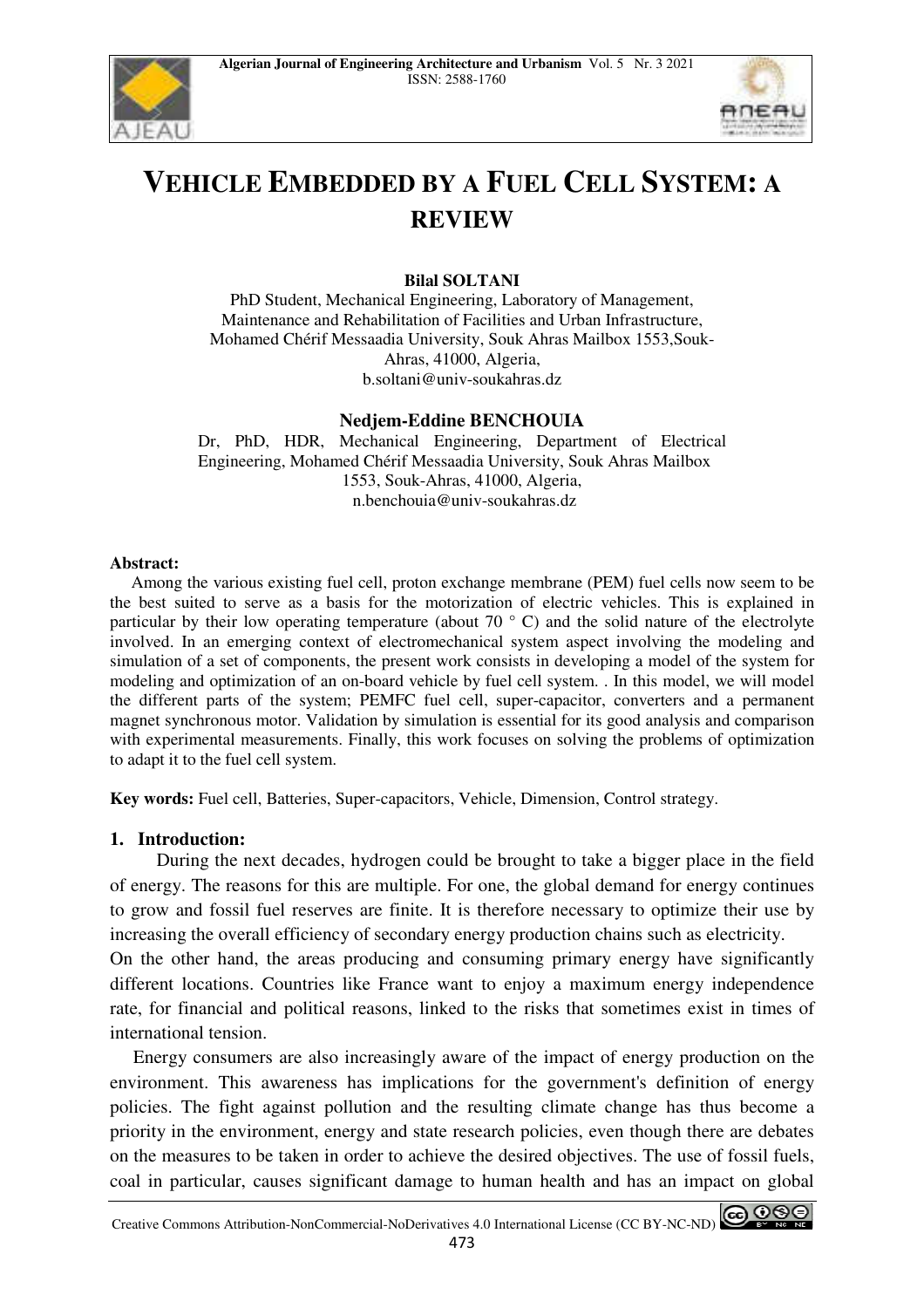# VEHICLE EMBEDDED BY A FUEL CELL SYSTEM: A REVIEW

**Bilal SOLTANI**

PhD Student, Mechanical Engineering, Laboratory of Management, Maintenance and Rehabilitation of Facilities and Urban Infrastructure, Mohamed Chérif Messaadia University, Souk Ahras Mailbox 1553,Souk-Ahras, 41000, Algeria,
b.soltani@univ-soukahras.dz

**Nedjem-Eddine BENCHOUIA**

Dr, PhD, HDR, Mechanical Engineering, Department of Electrical Engineering, Mohamed Chérif Messaadia University, Souk Ahras Mailbox 1553, Souk-Ahras, 41000, Algeria,
n.benchouia@univ-soukahras.dz

**Abstract:**

Among the various existing fuel cell, proton exchange membrane (PEM) fuel cells now seem to be the best suited to serve as a basis for the motorization of electric vehicles. This is explained in particular by their low operating temperature (about 70 ° C) and the solid nature of the electrolyte involved. In an emerging context of electromechanical system aspect involving the modeling and simulation of a set of components, the present work consists in developing a model of the system for modeling and optimization of an on-board vehicle by fuel cell system. . In this model, we will model the different parts of the system; PEMFC fuel cell, super-capacitor, converters and a permanent magnet synchronous motor. Validation by simulation is essential for its good analysis and comparison with experimental measurements. Finally, this work focuses on solving the problems of optimization to adapt it to the fuel cell system.

**Key words:** Fuel cell, Batteries, Super-capacitors, Vehicle, Dimension, Control strategy.

## 1. Introduction:

During the next decades, hydrogen could be brought to take a bigger place in the field of energy. The reasons for this are multiple. For one, the global demand for energy continues to grow and fossil fuel reserves are finite. It is therefore necessary to optimize their use by increasing the overall efficiency of secondary energy production chains such as electricity.

On the other hand, the areas producing and consuming primary energy have significantly different locations. Countries like France want to enjoy a maximum energy independence rate, for financial and political reasons, linked to the risks that sometimes exist in times of international tension.

Energy consumers are also increasingly aware of the impact of energy production on the environment. This awareness has implications for the government's definition of energy policies. The fight against pollution and the resulting climate change has thus become a priority in the environment, energy and state research policies, even though there are debates on the measures to be taken in order to achieve the desired objectives. The use of fossil fuels, coal in particular, causes significant damage to human health and has an impact on global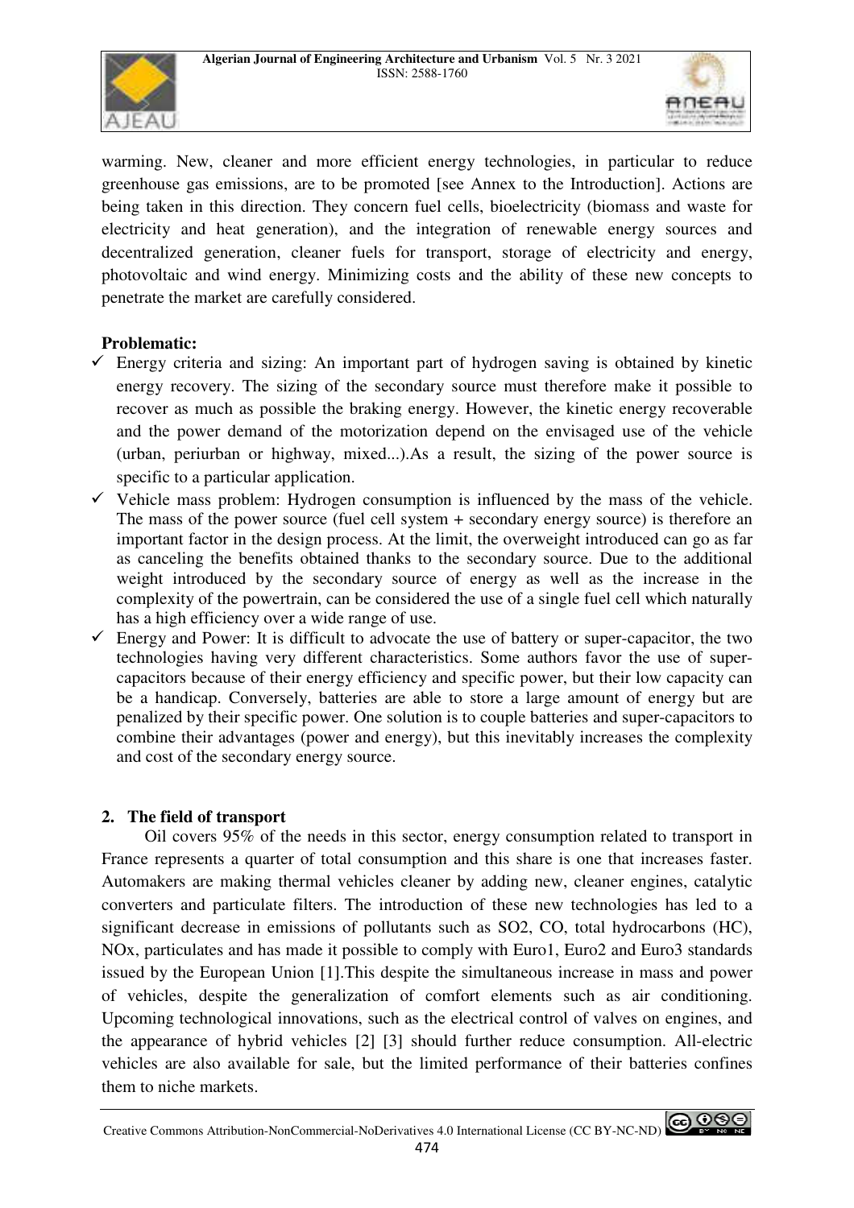warming. New, cleaner and more efficient energy technologies, in particular to reduce greenhouse gas emissions, are to be promoted [see Annex to the Introduction]. Actions are being taken in this direction. They concern fuel cells, bioelectricity (biomass and waste for electricity and heat generation), and the integration of renewable energy sources and decentralized generation, cleaner fuels for transport, storage of electricity and energy, photovoltaic and wind energy. Minimizing costs and the ability of these new concepts to penetrate the market are carefully considered.

**Problematic:**

- ✓ Energy criteria and sizing: An important part of hydrogen saving is obtained by kinetic energy recovery. The sizing of the secondary source must therefore make it possible to recover as much as possible the braking energy. However, the kinetic energy recoverable and the power demand of the motorization depend on the envisaged use of the vehicle (urban, periurban or highway, mixed...).As a result, the sizing of the power source is specific to a particular application.
- ✓ Vehicle mass problem: Hydrogen consumption is influenced by the mass of the vehicle. The mass of the power source (fuel cell system + secondary energy source) is therefore an important factor in the design process. At the limit, the overweight introduced can go as far as canceling the benefits obtained thanks to the secondary source. Due to the additional weight introduced by the secondary source of energy as well as the increase in the complexity of the powertrain, can be considered the use of a single fuel cell which naturally has a high efficiency over a wide range of use.
- ✓ Energy and Power: It is difficult to advocate the use of battery or super-capacitor, the two technologies having very different characteristics. Some authors favor the use of super-capacitors because of their energy efficiency and specific power, but their low capacity can be a handicap. Conversely, batteries are able to store a large amount of energy but are penalized by their specific power. One solution is to couple batteries and super-capacitors to combine their advantages (power and energy), but this inevitably increases the complexity and cost of the secondary energy source.

## 2. The field of transport

Oil covers 95% of the needs in this sector, energy consumption related to transport in France represents a quarter of total consumption and this share is one that increases faster. Automakers are making thermal vehicles cleaner by adding new, cleaner engines, catalytic converters and particulate filters. The introduction of these new technologies has led to a significant decrease in emissions of pollutants such as $SO_2$, CO, total hydrocarbons (HC), $NO_x$, particulates and has made it possible to comply with Euro1, Euro2 and Euro3 standards issued by the European Union [1].This despite the simultaneous increase in mass and power of vehicles, despite the generalization of comfort elements such as air conditioning. Upcoming technological innovations, such as the electrical control of valves on engines, and the appearance of hybrid vehicles [2] [3] should further reduce consumption. All-electric vehicles are also available for sale, but the limited performance of their batteries confines them to niche markets.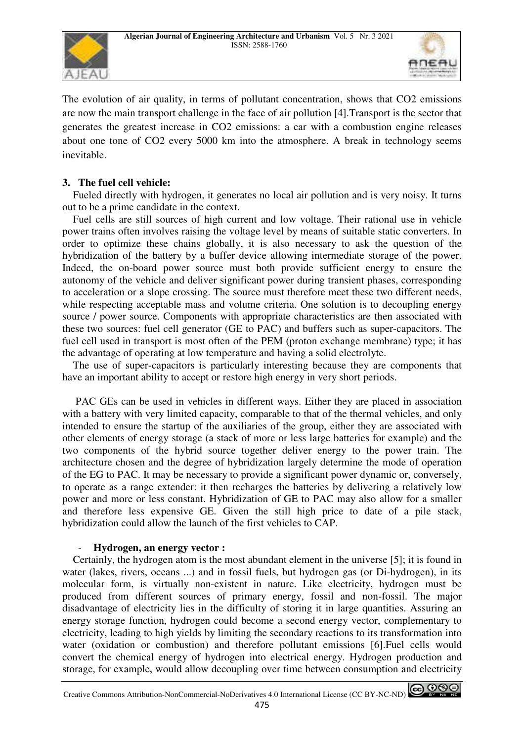The evolution of air quality, in terms of pollutant concentration, shows that $CO_2$ emissions are now the main transport challenge in the face of air pollution [4].Transport is the sector that generates the greatest increase in $CO_2$ emissions: a car with a combustion engine releases about one tone of $CO_2$ every 5000 km into the atmosphere. A break in technology seems inevitable.

## 3. The fuel cell vehicle:

Fueled directly with hydrogen, it generates no local air pollution and is very noisy. It turns out to be a prime candidate in the context.

Fuel cells are still sources of high current and low voltage. Their rational use in vehicle power trains often involves raising the voltage level by means of suitable static converters. In order to optimize these chains globally, it is also necessary to ask the question of the hybridization of the battery by a buffer device allowing intermediate storage of the power. Indeed, the on-board power source must both provide sufficient energy to ensure the autonomy of the vehicle and deliver significant power during transient phases, corresponding to acceleration or a slope crossing. The source must therefore meet these two different needs, while respecting acceptable mass and volume criteria. One solution is to decoupling energy source / power source. Components with appropriate characteristics are then associated with these two sources: fuel cell generator (GE to PAC) and buffers such as super-capacitors. The fuel cell used in transport is most often of the PEM (proton exchange membrane) type; it has the advantage of operating at low temperature and having a solid electrolyte.

The use of super-capacitors is particularly interesting because they are components that have an important ability to accept or restore high energy in very short periods.

PAC GEs can be used in vehicles in different ways. Either they are placed in association with a battery with very limited capacity, comparable to that of the thermal vehicles, and only intended to ensure the startup of the auxiliaries of the group, either they are associated with other elements of energy storage (a stack of more or less large batteries for example) and the two components of the hybrid source together deliver energy to the power train. The architecture chosen and the degree of hybridization largely determine the mode of operation of the EG to PAC. It may be necessary to provide a significant power dynamic or, conversely, to operate as a range extender: it then recharges the batteries by delivering a relatively low power and more or less constant. Hybridization of GE to PAC may also allow for a smaller and therefore less expensive GE. Given the still high price to date of a pile stack, hybridization could allow the launch of the first vehicles to CAP.

- **Hydrogen, an energy vector :**

Certainly, the hydrogen atom is the most abundant element in the universe [5]; it is found in water (lakes, rivers, oceans ...) and in fossil fuels, but hydrogen gas (or Di-hydrogen), in its molecular form, is virtually non-existent in nature. Like electricity, hydrogen must be produced from different sources of primary energy, fossil and non-fossil. The major disadvantage of electricity lies in the difficulty of storing it in large quantities. Assuring an energy storage function, hydrogen could become a second energy vector, complementary to electricity, leading to high yields by limiting the secondary reactions to its transformation into water (oxidation or combustion) and therefore pollutant emissions [6].Fuel cells would convert the chemical energy of hydrogen into electrical energy. Hydrogen production and storage, for example, would allow decoupling over time between consumption and electricity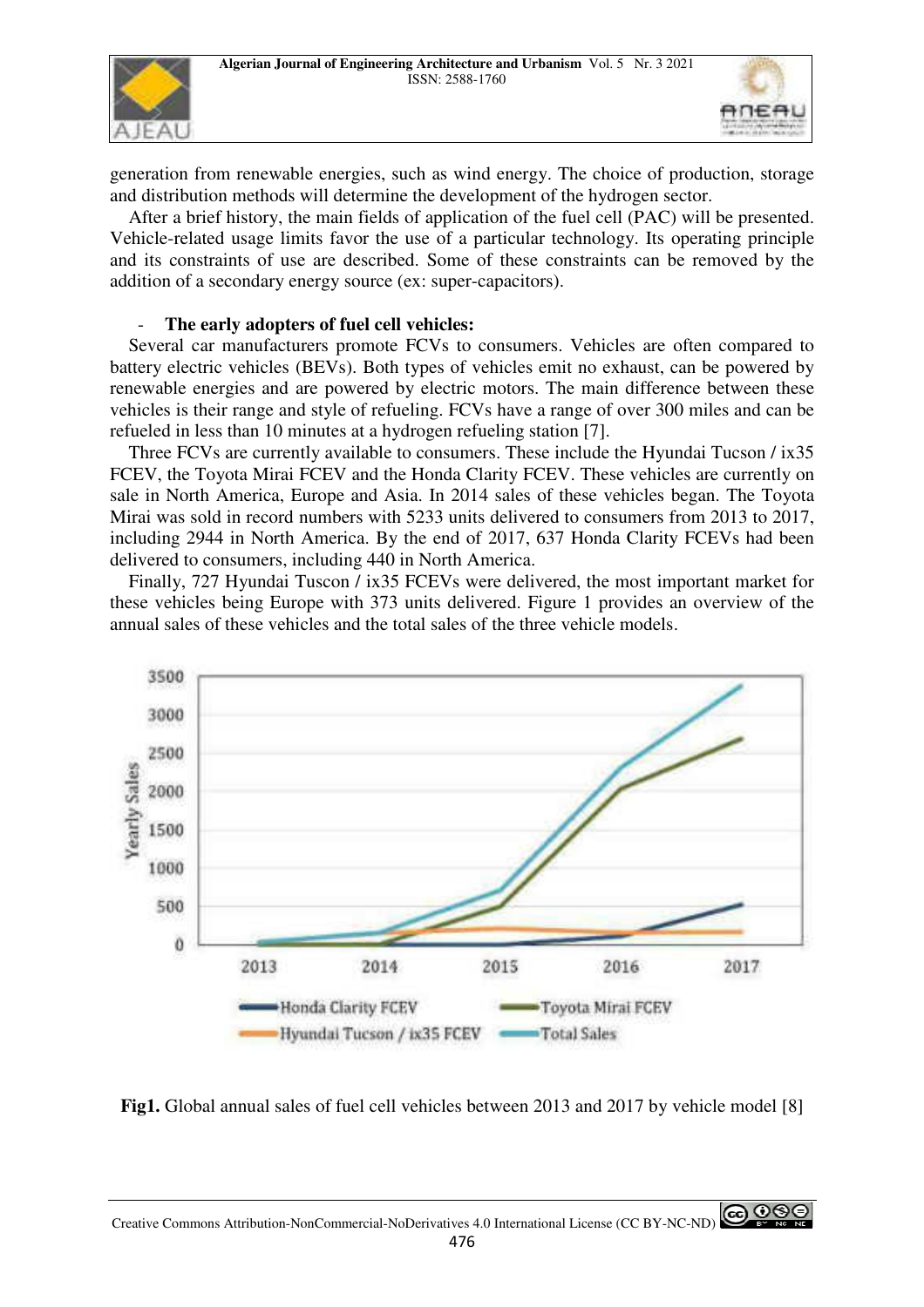generation from renewable energies, such as wind energy. The choice of production, storage and distribution methods will determine the development of the hydrogen sector.

After a brief history, the main fields of application of the fuel cell (PAC) will be presented. Vehicle-related usage limits favor the use of a particular technology. Its operating principle and its constraints of use are described. Some of these constraints can be removed by the addition of a secondary energy source (ex: super-capacitors).

- **The early adopters of fuel cell vehicles:**

Several car manufacturers promote FCVs to consumers. Vehicles are often compared to battery electric vehicles (BEVs). Both types of vehicles emit no exhaust, can be powered by renewable energies and are powered by electric motors. The main difference between these vehicles is their range and style of refueling. FCVs have a range of over 300 miles and can be refueled in less than 10 minutes at a hydrogen refueling station [7].

Three FCVs are currently available to consumers. These include the Hyundai Tucson / ix35 FCEV, the Toyota Mirai FCEV and the Honda Clarity FCEV. These vehicles are currently on sale in North America, Europe and Asia. In 2014 sales of these vehicles began. The Toyota Mirai was sold in record numbers with 5233 units delivered to consumers from 2013 to 2017, including 2944 in North America. By the end of 2017, 637 Honda Clarity FCEVs had been delivered to consumers, including 440 in North America.

Finally, 727 Hyundai Tuscon / ix35 FCEVs were delivered, the most important market for these vehicles being Europe with 373 units delivered. Figure 1 provides an overview of the annual sales of these vehicles and the total sales of the three vehicle models.

**Fig1.** Global annual sales of fuel cell vehicles between 2013 and 2017 by vehicle model [8]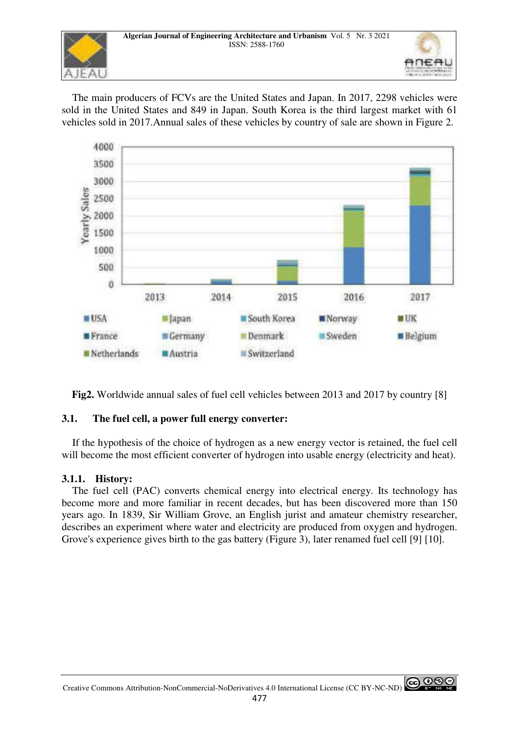The main producers of FCVs are the United States and Japan. In 2017, 2298 vehicles were sold in the United States and 849 in Japan. South Korea is the third largest market with 61 vehicles sold in 2017.Annual sales of these vehicles by country of sale are shown in Figure 2.

**Fig2.** Worldwide annual sales of fuel cell vehicles between 2013 and 2017 by country [8]

### 3.1. The fuel cell, a power full energy converter:

If the hypothesis of the choice of hydrogen as a new energy vector is retained, the fuel cell will become the most efficient converter of hydrogen into usable energy (electricity and heat).

#### 3.1.1. History:

The fuel cell (PAC) converts chemical energy into electrical energy. Its technology has become more and more familiar in recent decades, but has been discovered more than 150 years ago. In 1839, Sir William Grove, an English jurist and amateur chemistry researcher, describes an experiment where water and electricity are produced from oxygen and hydrogen. Grove's experience gives birth to the gas battery (Figure 3), later renamed fuel cell [9] [10].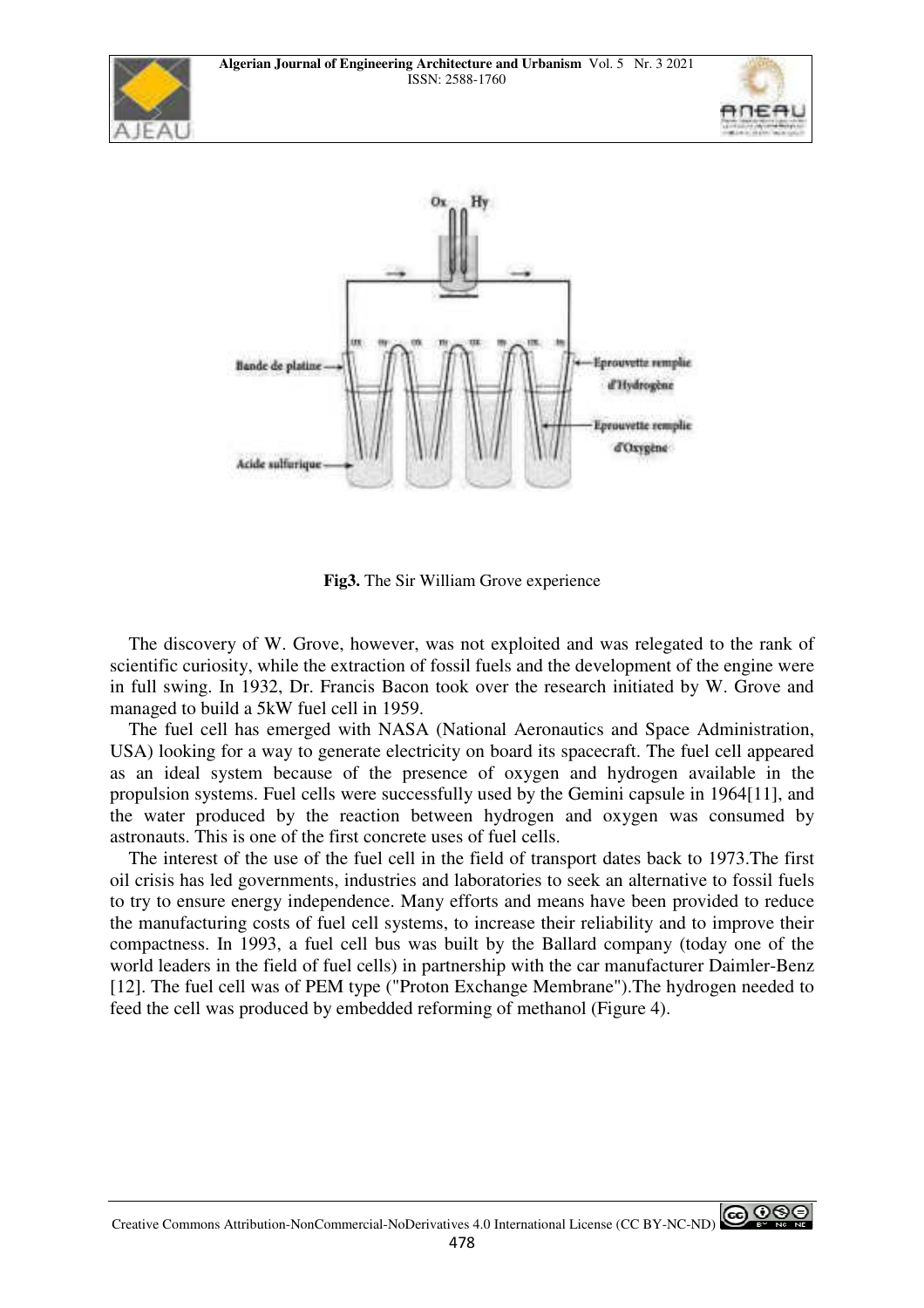**Fig3.** The Sir William Grove experience

The discovery of W. Grove, however, was not exploited and was relegated to the rank of scientific curiosity, while the extraction of fossil fuels and the development of the engine were in full swing. In 1932, Dr. Francis Bacon took over the research initiated by W. Grove and managed to build a 5kW fuel cell in 1959.

The fuel cell has emerged with NASA (National Aeronautics and Space Administration, USA) looking for a way to generate electricity on board its spacecraft. The fuel cell appeared as an ideal system because of the presence of oxygen and hydrogen available in the propulsion systems. Fuel cells were successfully used by the Gemini capsule in 1964[11], and the water produced by the reaction between hydrogen and oxygen was consumed by astronauts. This is one of the first concrete uses of fuel cells.

The interest of the use of the fuel cell in the field of transport dates back to 1973.The first oil crisis has led governments, industries and laboratories to seek an alternative to fossil fuels to try to ensure energy independence. Many efforts and means have been provided to reduce the manufacturing costs of fuel cell systems, to increase their reliability and to improve their compactness. In 1993, a fuel cell bus was built by the Ballard company (today one of the world leaders in the field of fuel cells) in partnership with the car manufacturer Daimler-Benz [12]. The fuel cell was of PEM type ("Proton Exchange Membrane").The hydrogen needed to feed the cell was produced by embedded reforming of methanol (Figure 4).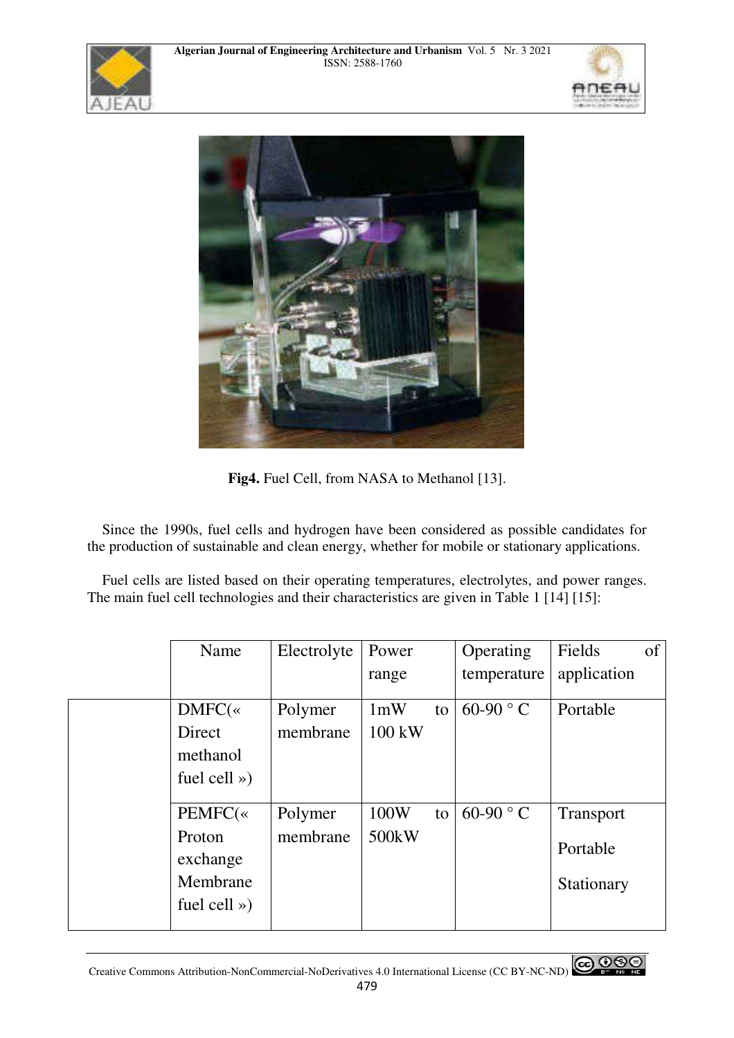**Fig4.** Fuel Cell, from NASA to Methanol [13].

Since the 1990s, fuel cells and hydrogen have been considered as possible candidates for the production of sustainable and clean energy, whether for mobile or stationary applications.

Fuel cells are listed based on their operating temperatures, electrolytes, and power ranges. The main fuel cell technologies and their characteristics are given in Table 1 [14] [15]:

| | Name | Electrolyte | Power range | Operating temperature | Fields of application |
|---|---|---|---|---|---|
| | DMFC(« Direct methanol fuel cell ») | Polymer membrane | 1mW to 100 kW | 60-90 ° C | Portable |
| | PEMFC(« Proton exchange Membrane fuel cell ») | Polymer membrane | 100W to 500kW | 60-90 ° C | Transport<br>Portable<br>Stationary |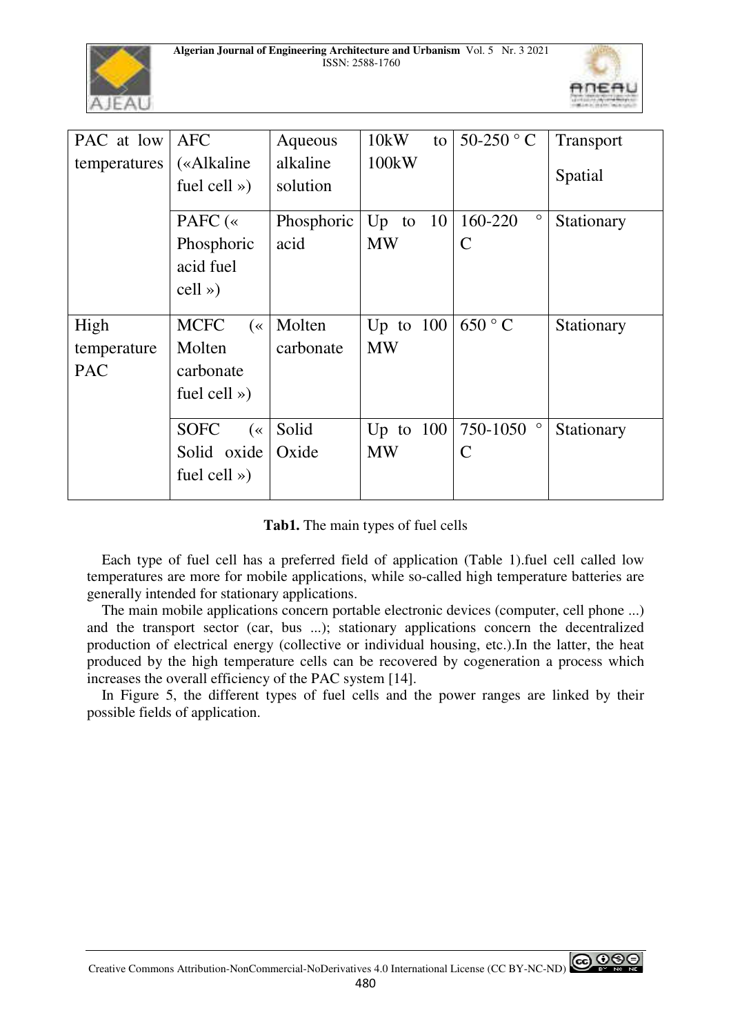| PAC at low temperatures | AFC («Alkaline fuel cell ») | Aqueous alkaline solution | 10kW to 100kW | 50-250 ° C | Transport Spatial |
|---|---|---|---|---|---|
| | PAFC (« Phosphoric acid fuel cell ») | Phosphoric acid | Up to 10 MW | 160-220 ° C | Stationary |
| High temperature PAC | MCFC (« Molten carbonate fuel cell ») | Molten carbonate | Up to 100 MW | 650 ° C | Stationary |
| | SOFC (« Solid oxide fuel cell ») | Solid Oxide | Up to 100 MW | 750-1050 ° C | Stationary |

**Tab1.** The main types of fuel cells

Each type of fuel cell has a preferred field of application (Table 1).fuel cell called low temperatures are more for mobile applications, while so-called high temperature batteries are generally intended for stationary applications.

The main mobile applications concern portable electronic devices (computer, cell phone ...) and the transport sector (car, bus ...); stationary applications concern the decentralized production of electrical energy (collective or individual housing, etc.).In the latter, the heat produced by the high temperature cells can be recovered by cogeneration a process which increases the overall efficiency of the PAC system [14].

In Figure 5, the different types of fuel cells and the power ranges are linked by their possible fields of application.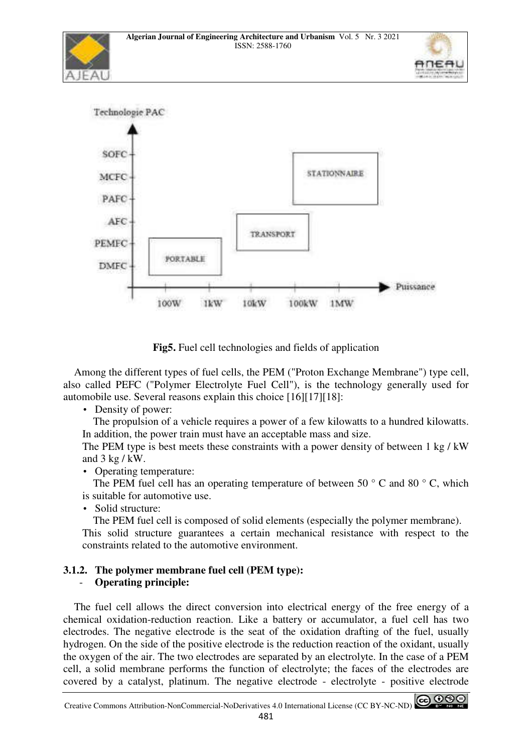**Fig5.** Fuel cell technologies and fields of application

Among the different types of fuel cells, the PEM ("Proton Exchange Membrane") type cell, also called PEFC ("Polymer Electrolyte Fuel Cell"), is the technology generally used for automobile use. Several reasons explain this choice [16][17][18]:

- Density of power:

  The propulsion of a vehicle requires a power of a few kilowatts to a hundred kilowatts. In addition, the power train must have an acceptable mass and size.

  The PEM type is best meets these constraints with a power density of between 1 kg / kW and 3 kg / kW.

- Operating temperature:

  The PEM fuel cell has an operating temperature of between 50 ° C and 80 ° C, which is suitable for automotive use.

- Solid structure:

  The PEM fuel cell is composed of solid elements (especially the polymer membrane). This solid structure guarantees a certain mechanical resistance with respect to the constraints related to the automotive environment.

### 3.1.2. The polymer membrane fuel cell (PEM type):

- **Operating principle:**

The fuel cell allows the direct conversion into electrical energy of the free energy of a chemical oxidation-reduction reaction. Like a battery or accumulator, a fuel cell has two electrodes. The negative electrode is the seat of the oxidation drafting of the fuel, usually hydrogen. On the side of the positive electrode is the reduction reaction of the oxidant, usually the oxygen of the air. The two electrodes are separated by an electrolyte. In the case of a PEM cell, a solid membrane performs the function of electrolyte; the faces of the electrodes are covered by a catalyst, platinum. The negative electrode - electrolyte - positive electrode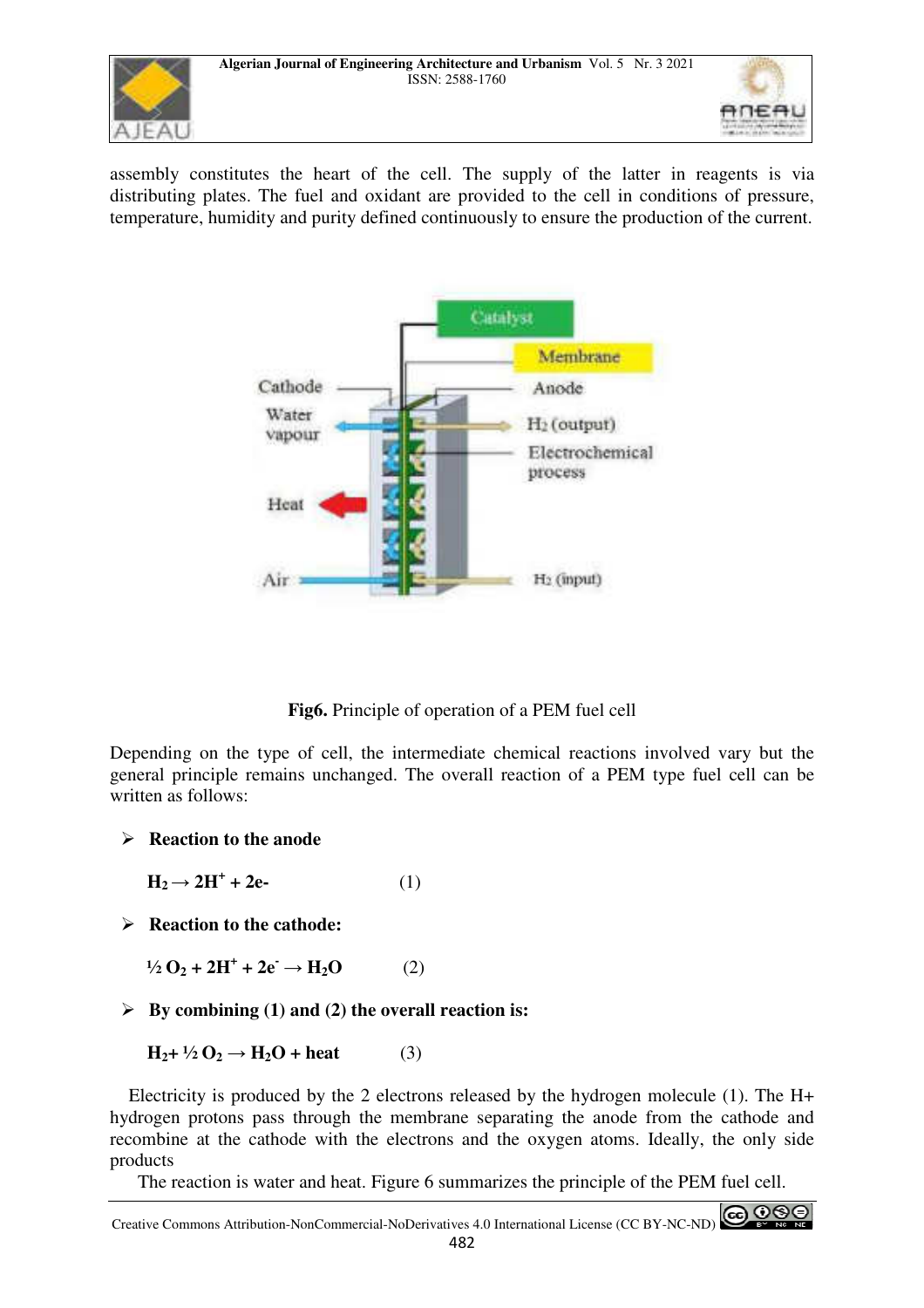assembly constitutes the heart of the cell. The supply of the latter in reagents is via distributing plates. The fuel and oxidant are provided to the cell in conditions of pressure, temperature, humidity and purity defined continuously to ensure the production of the current.

**Fig6.** Principle of operation of a PEM fuel cell

Depending on the type of cell, the intermediate chemical reactions involved vary but the general principle remains unchanged. The overall reaction of a PEM type fuel cell can be written as follows:

- **Reaction to the anode**

$$H_2 \rightarrow 2H^+ + 2e^- \qquad (1)$$

- **Reaction to the cathode:**

$$\frac{1}{2} O_2 + 2H^+ + 2e^- \rightarrow H_2O \qquad (2)$$

- **By combining (1) and (2) the overall reaction is:**

$$H_2 + \frac{1}{2} O_2 \rightarrow H_2O + \text{heat} \qquad (3)$$

Electricity is produced by the 2 electrons released by the hydrogen molecule (1). The $H^+$ hydrogen protons pass through the membrane separating the anode from the cathode and recombine at the cathode with the electrons and the oxygen atoms. Ideally, the only side products

The reaction is water and heat. Figure 6 summarizes the principle of the PEM fuel cell.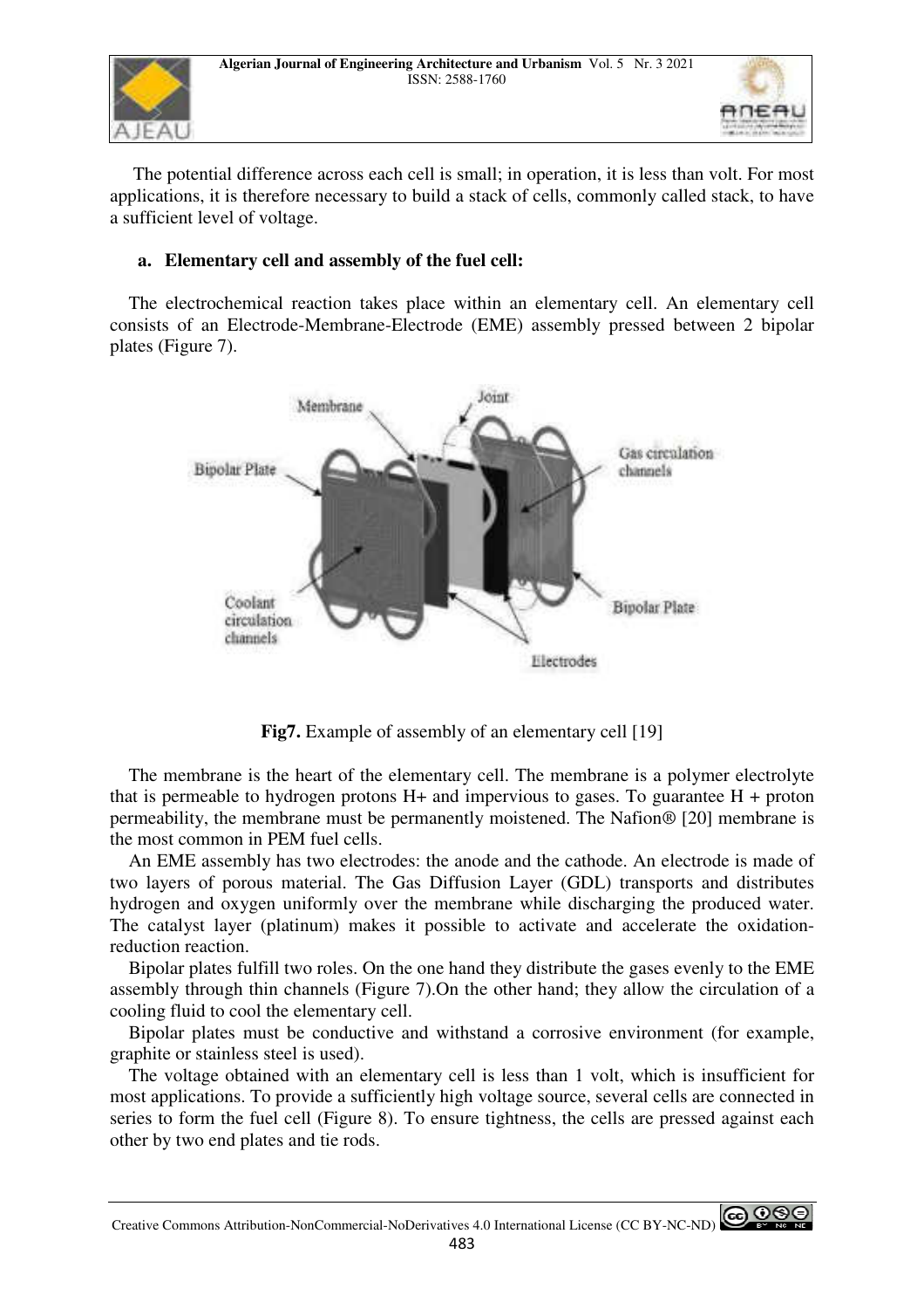The potential difference across each cell is small; in operation, it is less than volt. For most applications, it is therefore necessary to build a stack of cells, commonly called stack, to have a sufficient level of voltage.

### a. Elementary cell and assembly of the fuel cell:

The electrochemical reaction takes place within an elementary cell. An elementary cell consists of an Electrode-Membrane-Electrode (EME) assembly pressed between 2 bipolar plates (Figure 7).

**Fig7.** Example of assembly of an elementary cell [19]

The membrane is the heart of the elementary cell. The membrane is a polymer electrolyte that is permeable to hydrogen protons H+ and impervious to gases. To guarantee H + proton permeability, the membrane must be permanently moistened. The Nafion® [20] membrane is the most common in PEM fuel cells.

An EME assembly has two electrodes: the anode and the cathode. An electrode is made of two layers of porous material. The Gas Diffusion Layer (GDL) transports and distributes hydrogen and oxygen uniformly over the membrane while discharging the produced water. The catalyst layer (platinum) makes it possible to activate and accelerate the oxidation-reduction reaction.

Bipolar plates fulfill two roles. On the one hand they distribute the gases evenly to the EME assembly through thin channels (Figure 7).On the other hand; they allow the circulation of a cooling fluid to cool the elementary cell.

Bipolar plates must be conductive and withstand a corrosive environment (for example, graphite or stainless steel is used).

The voltage obtained with an elementary cell is less than 1 volt, which is insufficient for most applications. To provide a sufficiently high voltage source, several cells are connected in series to form the fuel cell (Figure 8). To ensure tightness, the cells are pressed against each other by two end plates and tie rods.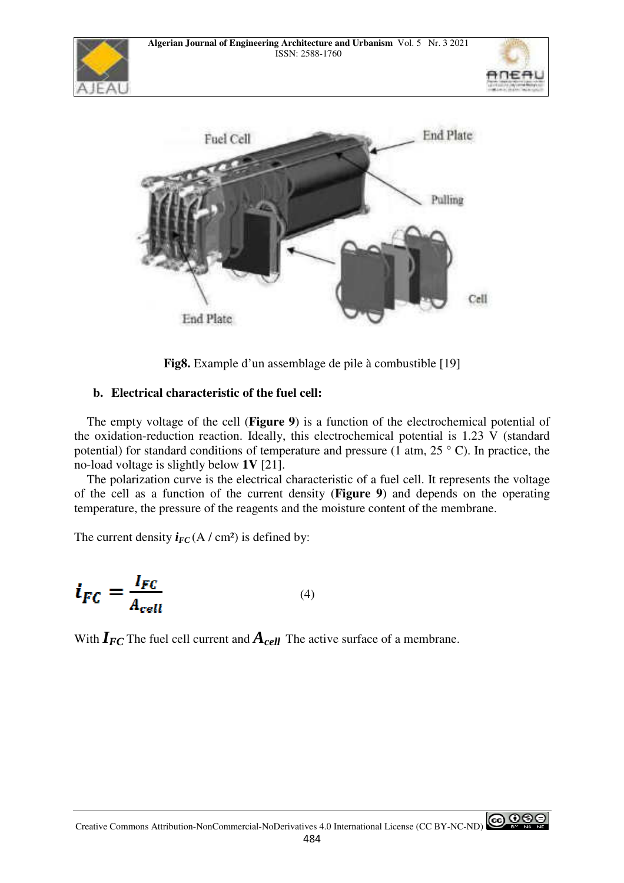Fig8. Example d'un assemblage de pile à combustible [19]

**b. Electrical characteristic of the fuel cell:**

The empty voltage of the cell (**Figure 9**) is a function of the electrochemical potential of the oxidation-reduction reaction. Ideally, this electrochemical potential is 1.23 V (standard potential) for standard conditions of temperature and pressure (1 atm, 25 ° C). In practice, the no-load voltage is slightly below **1V** [21].

The polarization curve is the electrical characteristic of a fuel cell. It represents the voltage of the cell as a function of the current density (**Figure 9**) and depends on the operating temperature, the pressure of the reagents and the moisture content of the membrane.

The current density $i_{FC}$ (A / cm²) is defined by:

$$i_{FC} = \frac{I_{FC}}{A_{cell}} \tag{4}$$

With $I_{FC}$ The fuel cell current and $A_{cell}$ The active surface of a membrane.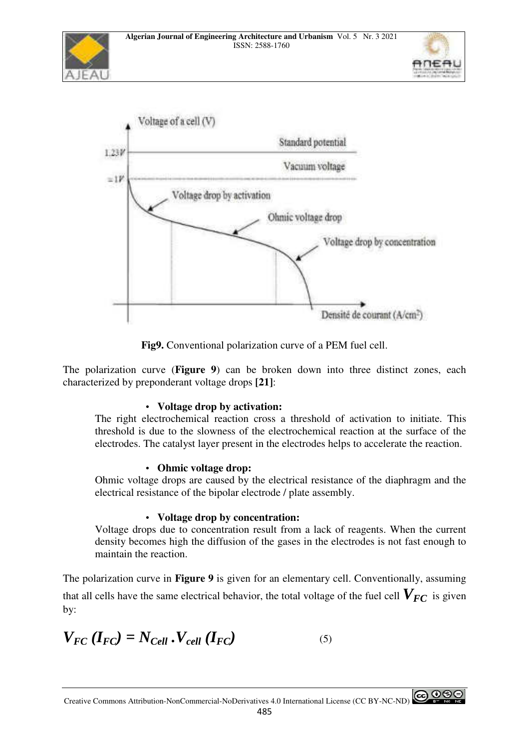**Fig9.** Conventional polarization curve of a PEM fuel cell.

The polarization curve (**Figure 9**) can be broken down into three distinct zones, each characterized by preponderant voltage drops **[21]**:

- **Voltage drop by activation:**

The right electrochemical reaction cross a threshold of activation to initiate. This threshold is due to the slowness of the electrochemical reaction at the surface of the electrodes. The catalyst layer present in the electrodes helps to accelerate the reaction.

- **Ohmic voltage drop:**

Ohmic voltage drops are caused by the electrical resistance of the diaphragm and the electrical resistance of the bipolar electrode / plate assembly.

- **Voltage drop by concentration:**

Voltage drops due to concentration result from a lack of reagents. When the current density becomes high the diffusion of the gases in the electrodes is not fast enough to maintain the reaction.

The polarization curve in **Figure 9** is given for an elementary cell. Conventionally, assuming that all cells have the same electrical behavior, the total voltage of the fuel cell $V_{FC}$ is given by:

$$V_{FC}\,(I_{FC}) = N_{Cell}\,.V_{cell}\,(I_{FC}) \tag{5}$$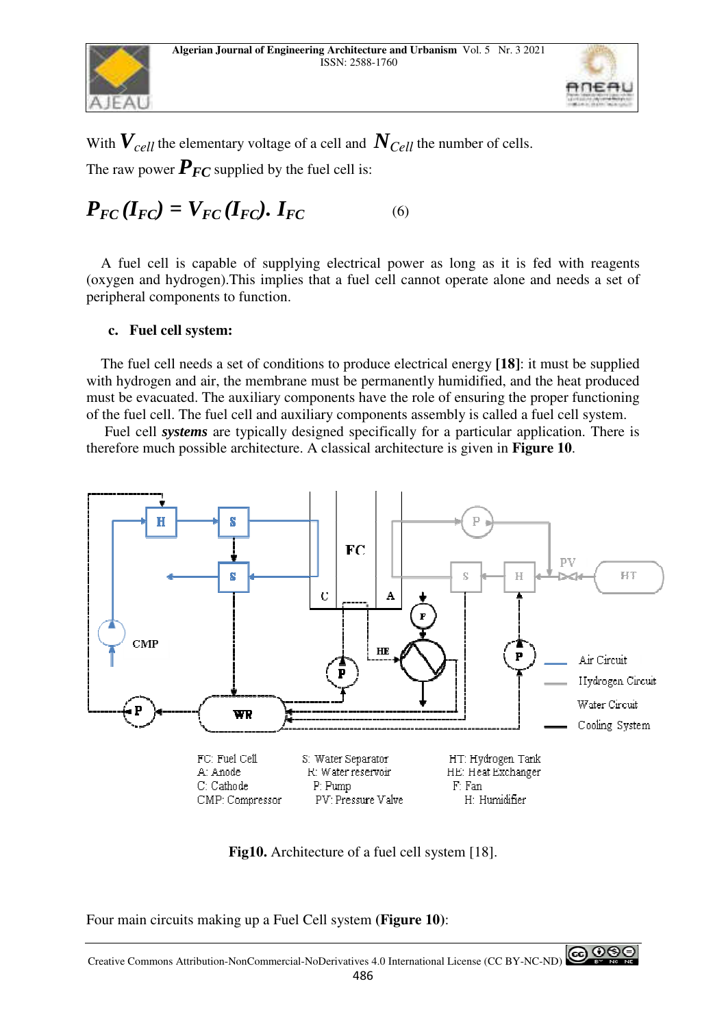With $V_{cell}$ the elementary voltage of a cell and $N_{Cell}$ the number of cells.

The raw power $P_{FC}$ supplied by the fuel cell is:

$$P_{FC}(I_{FC}) = V_{FC}(I_{FC}).\ I_{FC} \tag{6}$$

A fuel cell is capable of supplying electrical power as long as it is fed with reagents (oxygen and hydrogen).This implies that a fuel cell cannot operate alone and needs a set of peripheral components to function.

**c. Fuel cell system:**

The fuel cell needs a set of conditions to produce electrical energy **[18]**: it must be supplied with hydrogen and air, the membrane must be permanently humidified, and the heat produced must be evacuated. The auxiliary components have the role of ensuring the proper functioning of the fuel cell. The fuel cell and auxiliary components assembly is called a fuel cell system.

Fuel cell ***systems*** are typically designed specifically for a particular application. There is therefore much possible architecture. A classical architecture is given in **Figure 10**.

FC: Fuel Cell, A: Anode, C: Cathode, CMP: Compressor, S: Water Separator, R: Water reservoir, P: Pump, PV: Pressure Valve, HT: Hydrogen Tank, HE: Heat Exchanger, F: Fan, H: Humidifier

Air Circuit, Hydrogen Circuit, Water Circuit, Cooling System

**Fig10.** Architecture of a fuel cell system [18].

Four main circuits making up a Fuel Cell system **(Figure 10)**: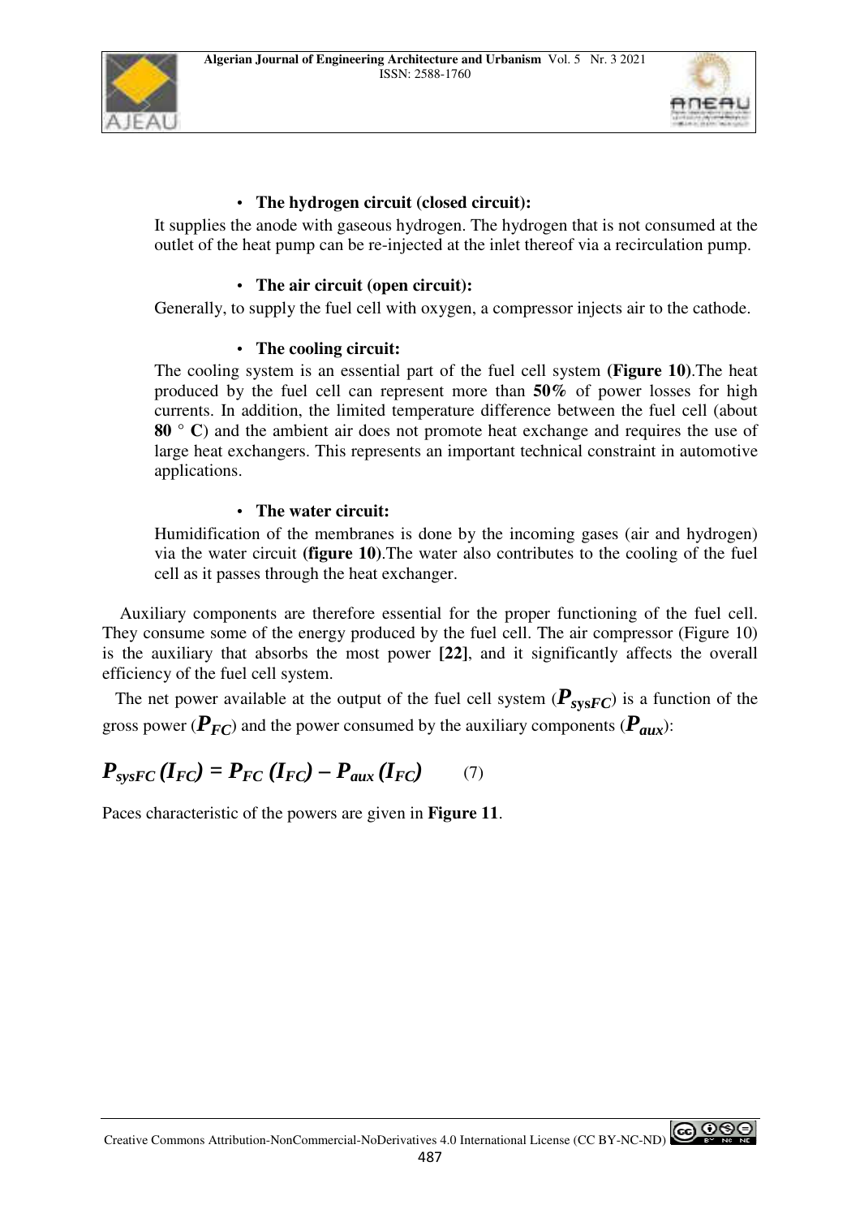- **The hydrogen circuit (closed circuit):**

It supplies the anode with gaseous hydrogen. The hydrogen that is not consumed at the outlet of the heat pump can be re-injected at the inlet thereof via a recirculation pump.

- **The air circuit (open circuit):**

Generally, to supply the fuel cell with oxygen, a compressor injects air to the cathode.

- **The cooling circuit:**

The cooling system is an essential part of the fuel cell system **(Figure 10)**.The heat produced by the fuel cell can represent more than **50%** of power losses for high currents. In addition, the limited temperature difference between the fuel cell (about **80 ° C**) and the ambient air does not promote heat exchange and requires the use of large heat exchangers. This represents an important technical constraint in automotive applications.

- **The water circuit:**

Humidification of the membranes is done by the incoming gases (air and hydrogen) via the water circuit **(figure 10)**.The water also contributes to the cooling of the fuel cell as it passes through the heat exchanger.

Auxiliary components are therefore essential for the proper functioning of the fuel cell. They consume some of the energy produced by the fuel cell. The air compressor (Figure 10) is the auxiliary that absorbs the most power **[22]**, and it significantly affects the overall efficiency of the fuel cell system.

The net power available at the output of the fuel cell system ($P_{sysFC}$) is a function of the gross power ($P_{FC}$) and the power consumed by the auxiliary components ($P_{aux}$):

$$P_{sysFC}(I_{FC}) = P_{FC}(I_{FC}) - P_{aux}(I_{FC}) \qquad (7)$$

Paces characteristic of the powers are given in **Figure 11**.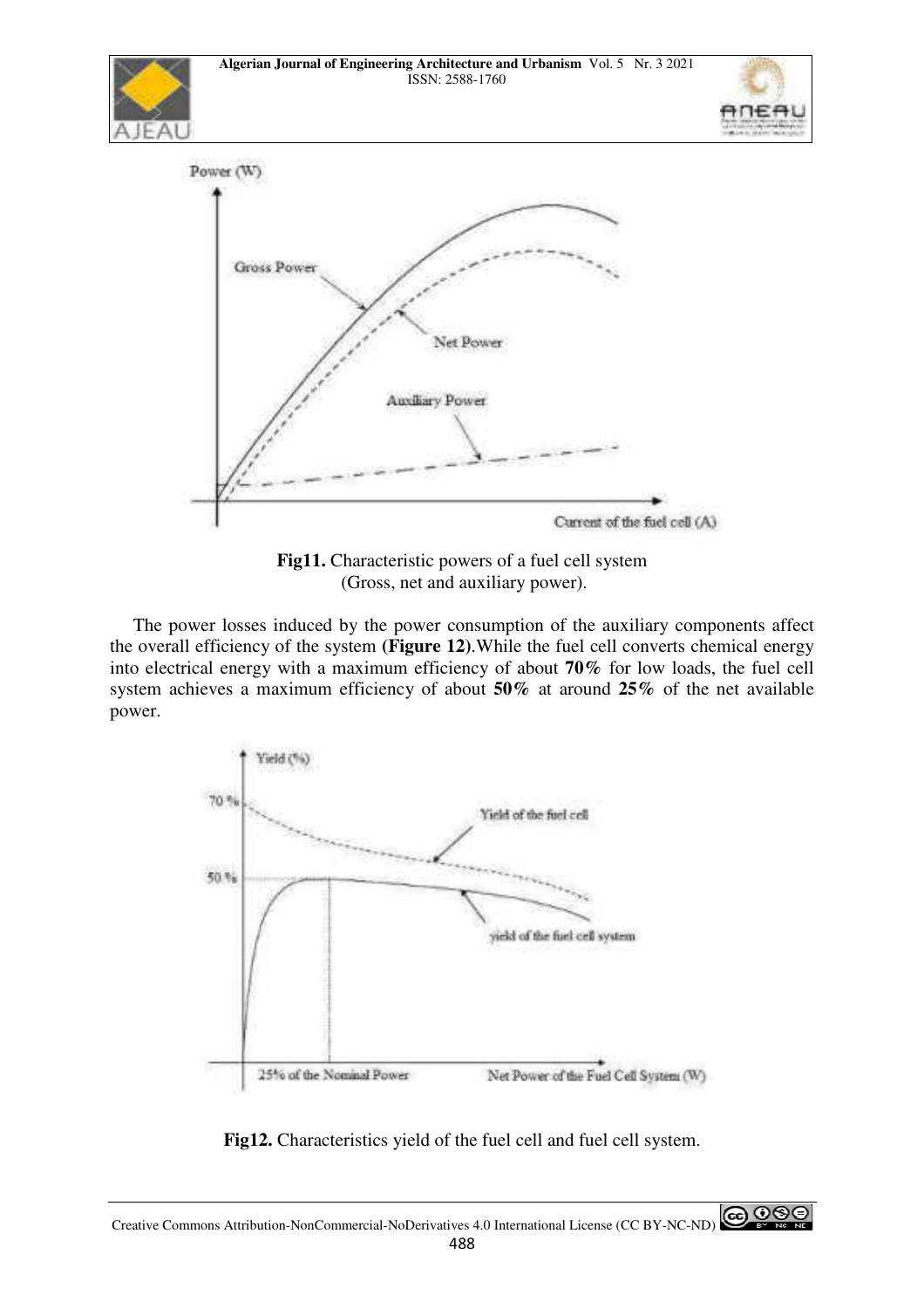**Fig11.** Characteristic powers of a fuel cell system (Gross, net and auxiliary power).

The power losses induced by the power consumption of the auxiliary components affect the overall efficiency of the system **(Figure 12)**.While the fuel cell converts chemical energy into electrical energy with a maximum efficiency of about **70%** for low loads, the fuel cell system achieves a maximum efficiency of about **50%** at around **25%** of the net available power.

**Fig12.** Characteristics yield of the fuel cell and fuel cell system.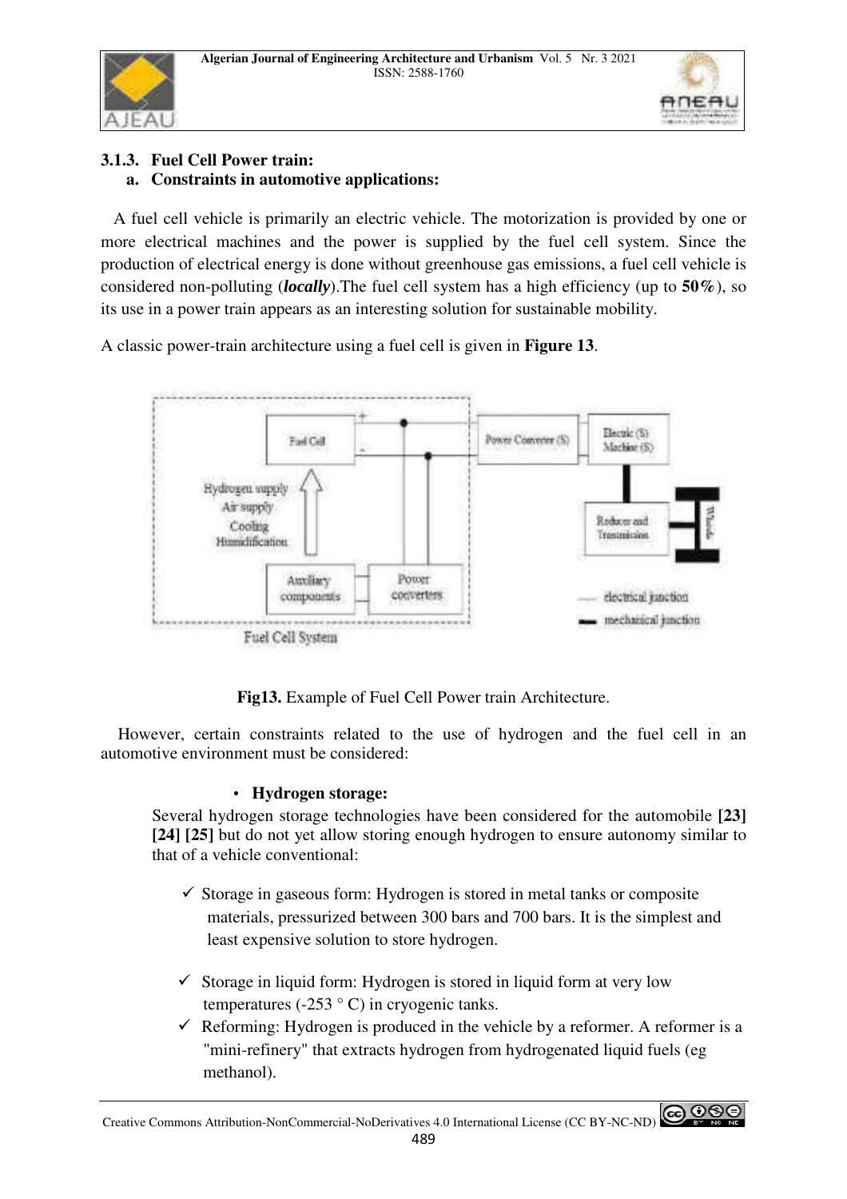### 3.1.3. Fuel Cell Power train:

#### a. Constraints in automotive applications:

A fuel cell vehicle is primarily an electric vehicle. The motorization is provided by one or more electrical machines and the power is supplied by the fuel cell system. Since the production of electrical energy is done without greenhouse gas emissions, a fuel cell vehicle is considered non-polluting (***locally***).The fuel cell system has a high efficiency (up to **50%**), so its use in a power train appears as an interesting solution for sustainable mobility.

A classic power-train architecture using a fuel cell is given in **Figure 13**.

**Fig13.** Example of Fuel Cell Power train Architecture.

However, certain constraints related to the use of hydrogen and the fuel cell in an automotive environment must be considered:

- **Hydrogen storage:**

Several hydrogen storage technologies have been considered for the automobile **[23] [24] [25]** but do not yet allow storing enough hydrogen to ensure autonomy similar to that of a vehicle conventional:

- ✓ Storage in gaseous form: Hydrogen is stored in metal tanks or composite materials, pressurized between 300 bars and 700 bars. It is the simplest and least expensive solution to store hydrogen.
- ✓ Storage in liquid form: Hydrogen is stored in liquid form at very low temperatures (-253 ° C) in cryogenic tanks.
- ✓ Reforming: Hydrogen is produced in the vehicle by a reformer. A reformer is a "mini-refinery" that extracts hydrogen from hydrogenated liquid fuels (eg methanol).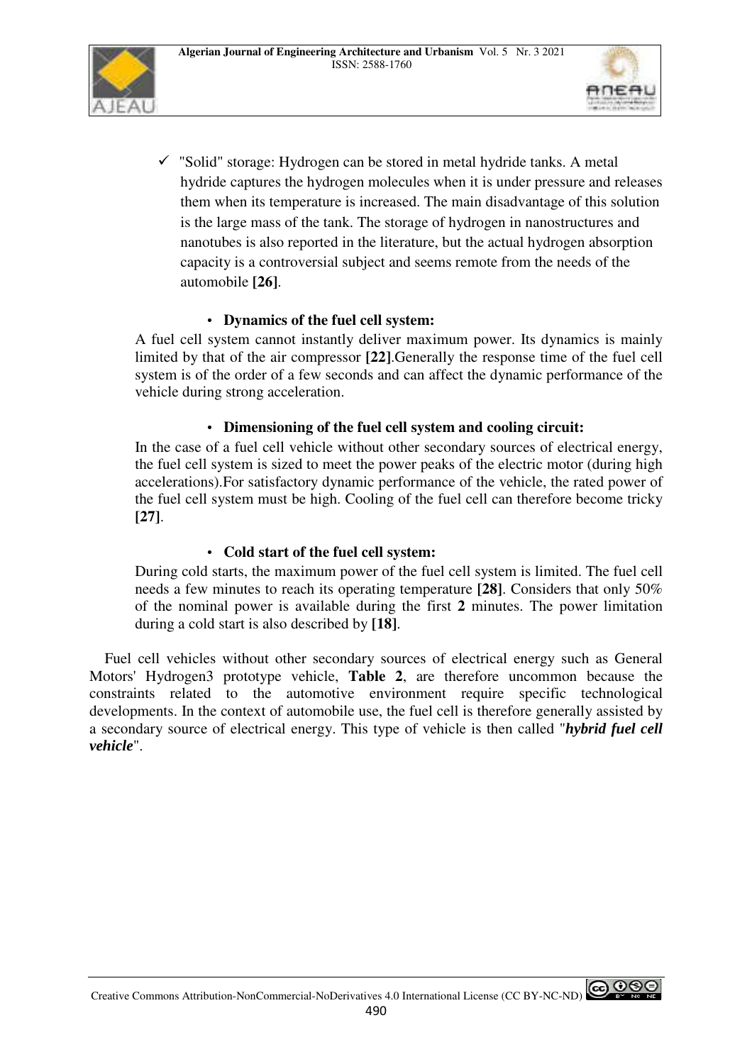- "Solid" storage: Hydrogen can be stored in metal hydride tanks. A metal hydride captures the hydrogen molecules when it is under pressure and releases them when its temperature is increased. The main disadvantage of this solution is the large mass of the tank. The storage of hydrogen in nanostructures and nanotubes is also reported in the literature, but the actual hydrogen absorption capacity is a controversial subject and seems remote from the needs of the automobile **[26]**.

- **Dynamics of the fuel cell system:**

A fuel cell system cannot instantly deliver maximum power. Its dynamics is mainly limited by that of the air compressor **[22]**.Generally the response time of the fuel cell system is of the order of a few seconds and can affect the dynamic performance of the vehicle during strong acceleration.

- **Dimensioning of the fuel cell system and cooling circuit:**

In the case of a fuel cell vehicle without other secondary sources of electrical energy, the fuel cell system is sized to meet the power peaks of the electric motor (during high accelerations).For satisfactory dynamic performance of the vehicle, the rated power of the fuel cell system must be high. Cooling of the fuel cell can therefore become tricky **[27]**.

- **Cold start of the fuel cell system:**

During cold starts, the maximum power of the fuel cell system is limited. The fuel cell needs a few minutes to reach its operating temperature **[28]**. Considers that only 50% of the nominal power is available during the first **2** minutes. The power limitation during a cold start is also described by **[18]**.

Fuel cell vehicles without other secondary sources of electrical energy such as General Motors' Hydrogen3 prototype vehicle, **Table 2**, are therefore uncommon because the constraints related to the automotive environment require specific technological developments. In the context of automobile use, the fuel cell is therefore generally assisted by a secondary source of electrical energy. This type of vehicle is then called "***hybrid fuel cell vehicle***".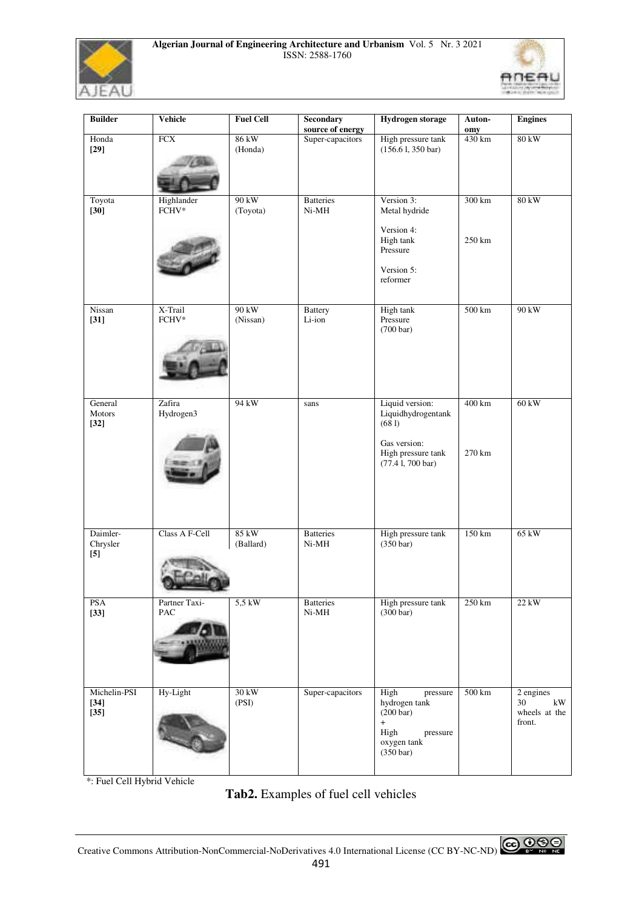| Builder | Vehicle | Fuel Cell | Secondary source of energy | Hydrogen storage | Auton-omy | Engines |
|---|---|---|---|---|---|---|
| Honda [29] | FCX | 86 kW (Honda) | Super-capacitors | High pressure tank (156.6 l, 350 bar) | 430 km | 80 kW |
| Toyota [30] | Highlander FCHV* | 90 kW (Toyota) | Batteries Ni-MH | Version 3: Metal hydride<br>Version 4: High tank Pressure<br>Version 5: reformer | 300 km<br>250 km | 80 kW |
| Nissan [31] | X-Trail FCHV* | 90 kW (Nissan) | Battery Li-ion | High tank Pressure (700 bar) | 500 km | 90 kW |
| General Motors [32] | Zafira Hydrogen3 | 94 kW | sans | Liquid version: Liquidhydrogentank (68 l)<br>Gas version: High pressure tank (77.4 l, 700 bar) | 400 km<br>270 km | 60 kW |
| Daimler-Chrysler [5] | Class A F-Cell | 85 kW (Ballard) | Batteries Ni-MH | High pressure tank (350 bar) | 150 km | 65 kW |
| PSA [33] | Partner Taxi-PAC | 5,5 kW | Batteries Ni-MH | High pressure tank (300 bar) | 250 km | 22 kW |
| Michelin-PSI [34] [35] | Hy-Light | 30 kW (PSI) | Super-capacitors | High pressure hydrogen tank (200 bar) + High pressure oxygen tank (350 bar) | 500 km | 2 engines 30 kW wheels at the front. |

*: Fuel Cell Hybrid Vehicle

**Tab2.** Examples of fuel cell vehicles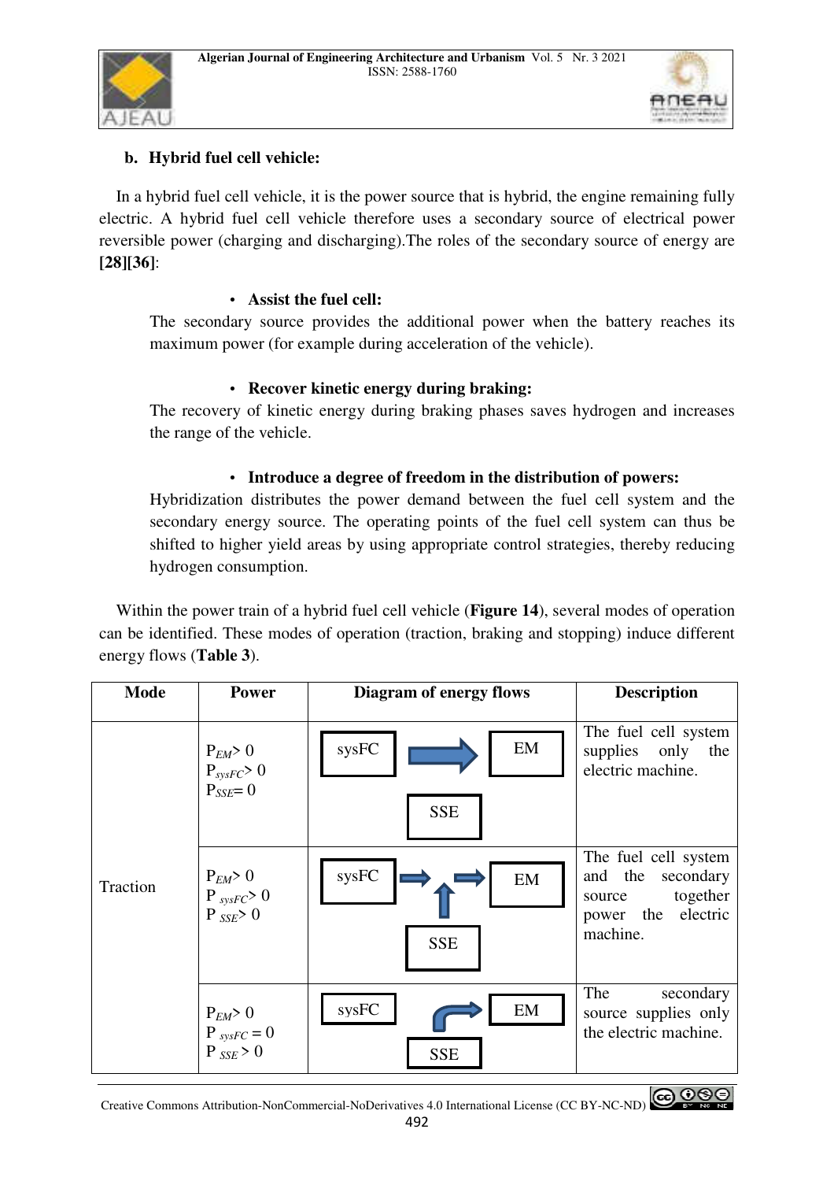**b. Hybrid fuel cell vehicle:**

In a hybrid fuel cell vehicle, it is the power source that is hybrid, the engine remaining fully electric. A hybrid fuel cell vehicle therefore uses a secondary source of electrical power reversible power (charging and discharging).The roles of the secondary source of energy are **[28][36]**:

- **Assist the fuel cell:**

  The secondary source provides the additional power when the battery reaches its maximum power (for example during acceleration of the vehicle).

- **Recover kinetic energy during braking:**

  The recovery of kinetic energy during braking phases saves hydrogen and increases the range of the vehicle.

- **Introduce a degree of freedom in the distribution of powers:**

  Hybridization distributes the power demand between the fuel cell system and the secondary energy source. The operating points of the fuel cell system can thus be shifted to higher yield areas by using appropriate control strategies, thereby reducing hydrogen consumption.

Within the power train of a hybrid fuel cell vehicle (**Figure 14**), several modes of operation can be identified. These modes of operation (traction, braking and stopping) induce different energy flows (**Table 3**).

| Mode | Power | Diagram of energy flows | Description |
|---|---|---|---|
| Traction | $P_{EM} > 0$ $P_{sysFC} > 0$ $P_{SSE} = 0$ | sysFC → EM; SSE | The fuel cell system supplies only the electric machine. |
| | $P_{EM} > 0$ $P_{sysFC} > 0$ $P_{SSE} > 0$ | sysFC → EM; SSE ↑ | The fuel cell system and the secondary source together power the electric machine. |
| | $P_{EM} > 0$ $P_{sysFC} = 0$ $P_{SSE} > 0$ | sysFC; SSE → EM | The secondary source supplies only the electric machine. |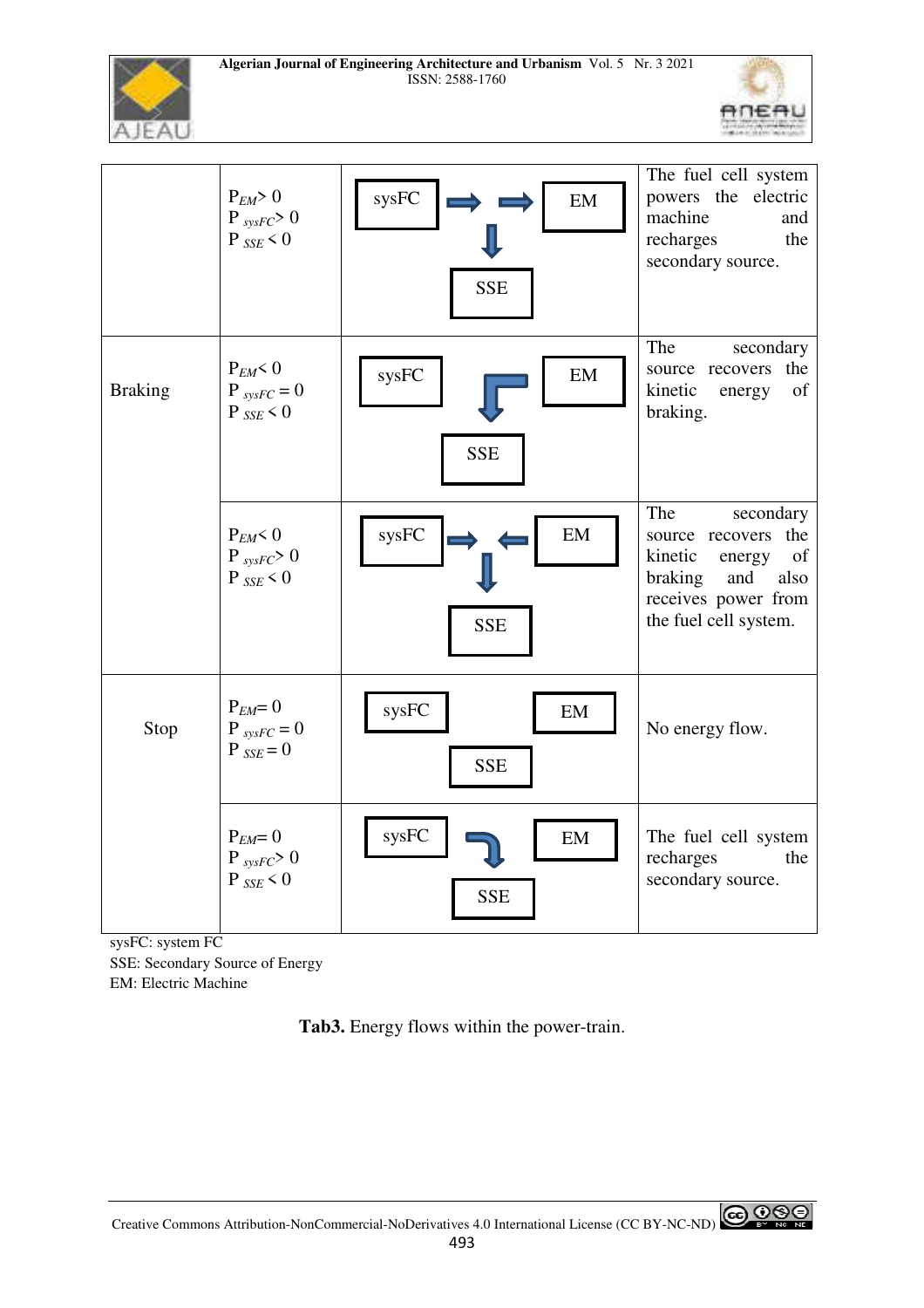| | | | |
|---|---|---|---|
| | $P_{EM} > 0$ <br> $P_{sysFC} > 0$ <br> $P_{SSE} < 0$ | sysFC → → EM, ↓ SSE | The fuel cell system powers the electric machine and recharges the secondary source. |
| Braking | $P_{EM} < 0$ <br> $P_{sysFC} = 0$ <br> $P_{SSE} < 0$ | sysFC, EM → SSE | The secondary source recovers the kinetic energy of braking. |
| | $P_{EM} < 0$ <br> $P_{sysFC} > 0$ <br> $P_{SSE} < 0$ | sysFC → ← EM, ↓ SSE | The secondary source recovers the kinetic energy of braking and also receives power from the fuel cell system. |
| Stop | $P_{EM} = 0$ <br> $P_{sysFC} = 0$ <br> $P_{SSE} = 0$ | sysFC, EM, SSE | No energy flow. |
| | $P_{EM} = 0$ <br> $P_{sysFC} > 0$ <br> $P_{SSE} < 0$ | sysFC → SSE, EM | The fuel cell system recharges the secondary source. |

sysFC: system FC
SSE: Secondary Source of Energy
EM: Electric Machine

**Tab3.** Energy flows within the power-train.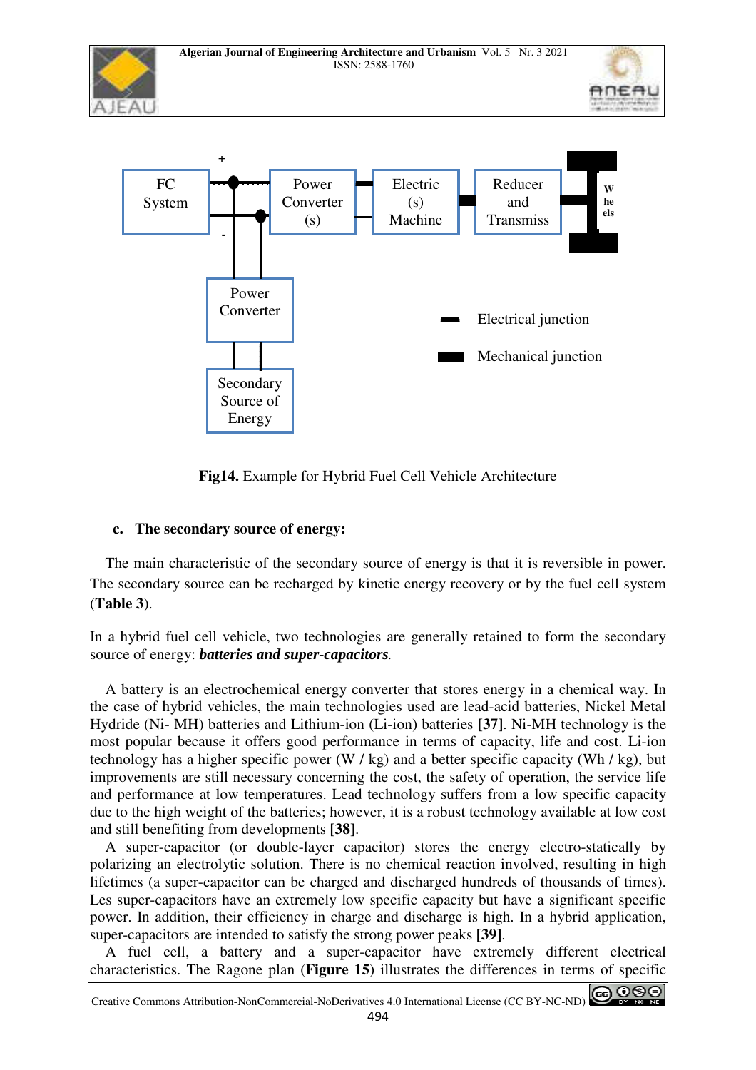Fig14. Example for Hybrid Fuel Cell Vehicle Architecture

### c. The secondary source of energy:

The main characteristic of the secondary source of energy is that it is reversible in power. The secondary source can be recharged by kinetic energy recovery or by the fuel cell system (**Table 3**).

In a hybrid fuel cell vehicle, two technologies are generally retained to form the secondary source of energy: ***batteries and super-capacitors***.

A battery is an electrochemical energy converter that stores energy in a chemical way. In the case of hybrid vehicles, the main technologies used are lead-acid batteries, Nickel Metal Hydride (Ni- MH) batteries and Lithium-ion (Li-ion) batteries **[37]**. Ni-MH technology is the most popular because it offers good performance in terms of capacity, life and cost. Li-ion technology has a higher specific power (W / kg) and a better specific capacity (Wh / kg), but improvements are still necessary concerning the cost, the safety of operation, the service life and performance at low temperatures. Lead technology suffers from a low specific capacity due to the high weight of the batteries; however, it is a robust technology available at low cost and still benefiting from developments **[38]**.

A super-capacitor (or double-layer capacitor) stores the energy electro-statically by polarizing an electrolytic solution. There is no chemical reaction involved, resulting in high lifetimes (a super-capacitor can be charged and discharged hundreds of thousands of times). Les super-capacitors have an extremely low specific capacity but have a significant specific power. In addition, their efficiency in charge and discharge is high. In a hybrid application, super-capacitors are intended to satisfy the strong power peaks **[39]**.

A fuel cell, a battery and a super-capacitor have extremely different electrical characteristics. The Ragone plan (**Figure 15**) illustrates the differences in terms of specific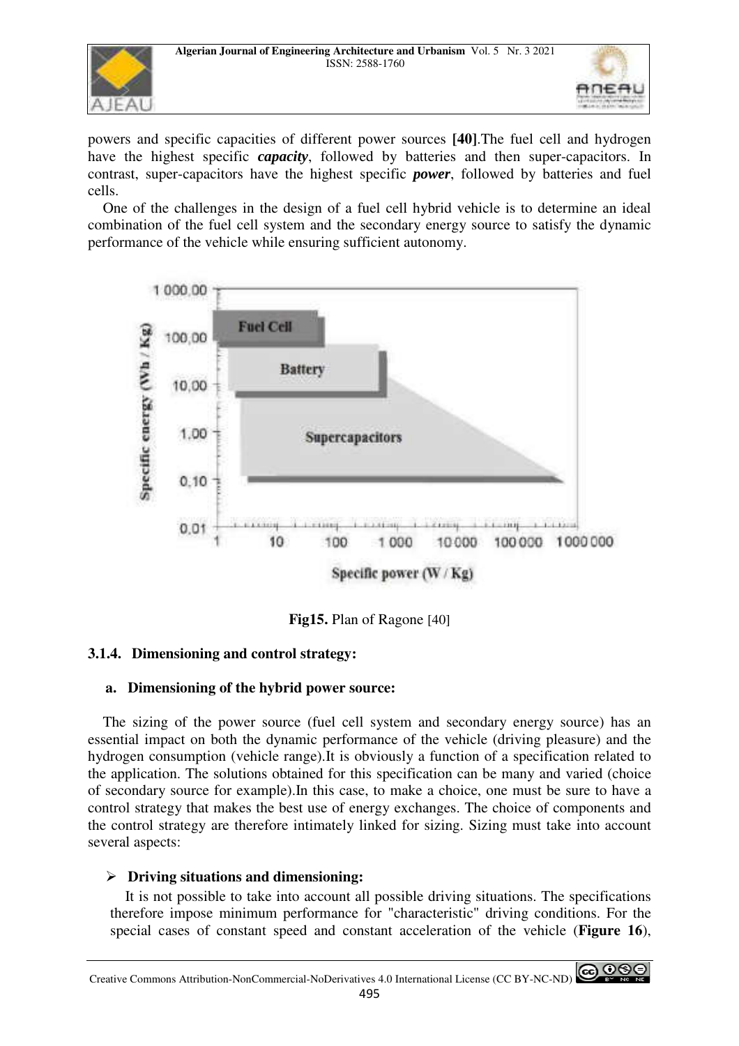powers and specific capacities of different power sources **[40]**.The fuel cell and hydrogen have the highest specific ***capacity***, followed by batteries and then super-capacitors. In contrast, super-capacitors have the highest specific ***power***, followed by batteries and fuel cells.

One of the challenges in the design of a fuel cell hybrid vehicle is to determine an ideal combination of the fuel cell system and the secondary energy source to satisfy the dynamic performance of the vehicle while ensuring sufficient autonomy.

**Fig15.** Plan of Ragone [40]

### 3.1.4. Dimensioning and control strategy:

#### a. Dimensioning of the hybrid power source:

The sizing of the power source (fuel cell system and secondary energy source) has an essential impact on both the dynamic performance of the vehicle (driving pleasure) and the hydrogen consumption (vehicle range).It is obviously a function of a specification related to the application. The solutions obtained for this specification can be many and varied (choice of secondary source for example).In this case, to make a choice, one must be sure to have a control strategy that makes the best use of energy exchanges. The choice of components and the control strategy are therefore intimately linked for sizing. Sizing must take into account several aspects:

- **Driving situations and dimensioning:**

  It is not possible to take into account all possible driving situations. The specifications therefore impose minimum performance for "characteristic" driving conditions. For the special cases of constant speed and constant acceleration of the vehicle (**Figure 16**),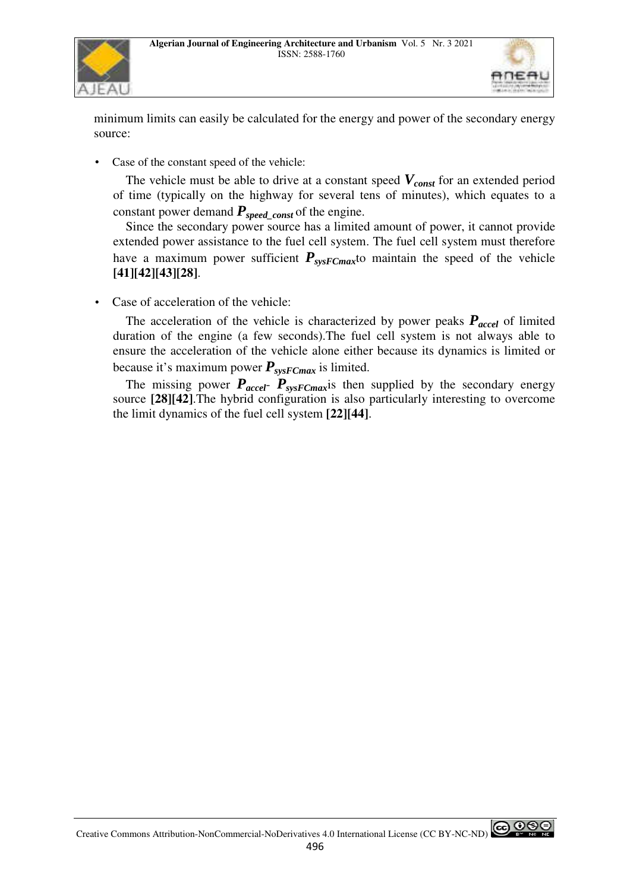minimum limits can easily be calculated for the energy and power of the secondary energy source:

- Case of the constant speed of the vehicle:

  The vehicle must be able to drive at a constant speed $V_{const}$ for an extended period of time (typically on the highway for several tens of minutes), which equates to a constant power demand $P_{speed\_const}$ of the engine.

  Since the secondary power source has a limited amount of power, it cannot provide extended power assistance to the fuel cell system. The fuel cell system must therefore have a maximum power sufficient $P_{sysFCmax}$to maintain the speed of the vehicle **[41][42][43][28]**.

- Case of acceleration of the vehicle:

  The acceleration of the vehicle is characterized by power peaks $P_{accel}$ of limited duration of the engine (a few seconds).The fuel cell system is not always able to ensure the acceleration of the vehicle alone either because its dynamics is limited or because it's maximum power $P_{sysFCmax}$ is limited.

  The missing power $P_{accel}$- $P_{sysFCmax}$is then supplied by the secondary energy source **[28][42]**.The hybrid configuration is also particularly interesting to overcome the limit dynamics of the fuel cell system **[22][44]**.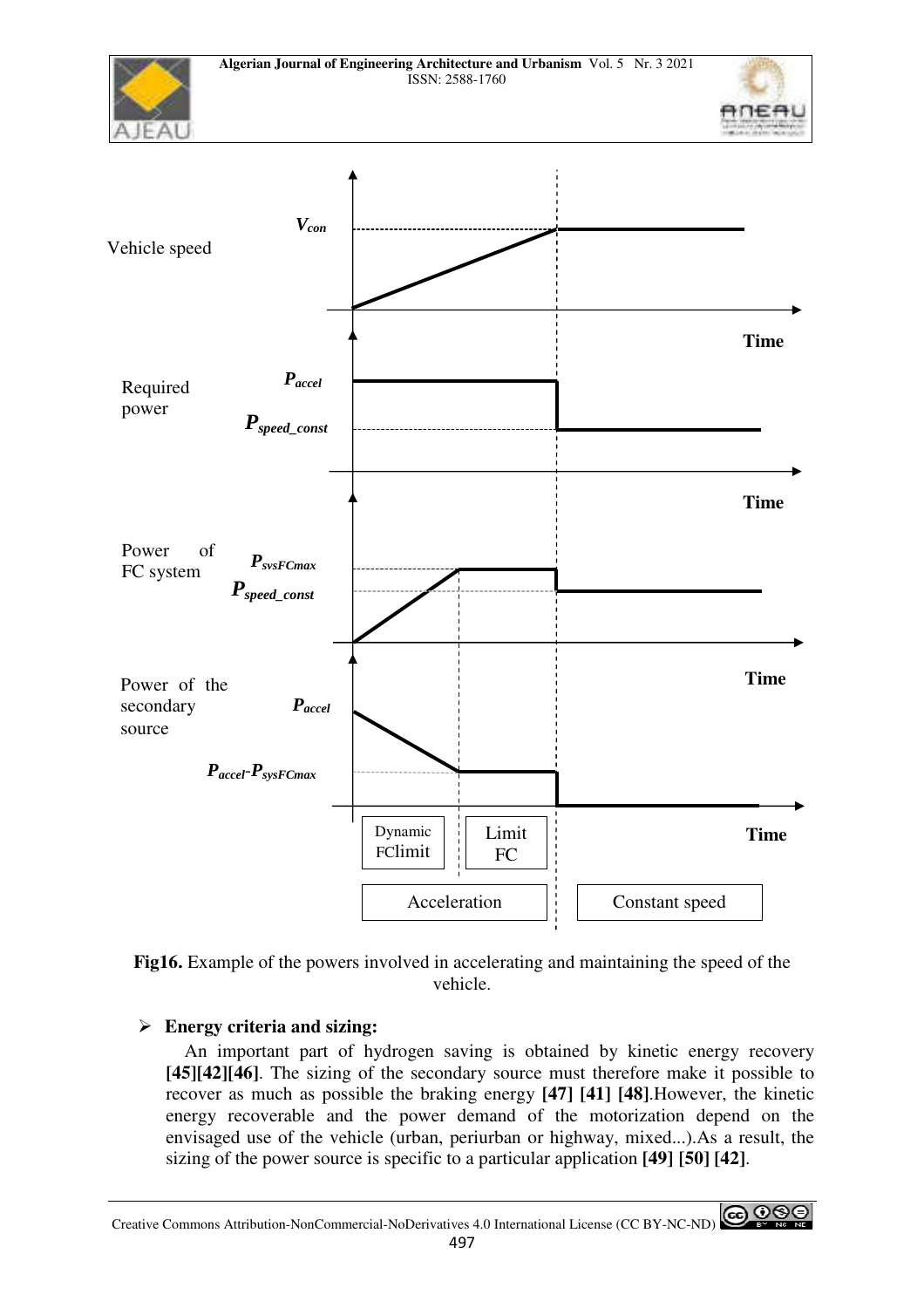Vehicle speed

$V_{con}$

Required power

$P_{accel}$

$P_{speed\_const}$

Power of FC system

$P_{svsFCmax}$

$P_{speed\_const}$

Power of the secondary source

$P_{accel}$

$P_{accel}$-$P_{sysFCmax}$

Time

Dynamic FClimit | Limit FC

Acceleration | Constant speed

**Fig16.** Example of the powers involved in accelerating and maintaining the speed of the vehicle.

- **Energy criteria and sizing:**

An important part of hydrogen saving is obtained by kinetic energy recovery **[45][42][46]**. The sizing of the secondary source must therefore make it possible to recover as much as possible the braking energy **[47] [41] [48]**.However, the kinetic energy recoverable and the power demand of the motorization depend on the envisaged use of the vehicle (urban, periurban or highway, mixed...).As a result, the sizing of the power source is specific to a particular application **[49] [50] [42]**.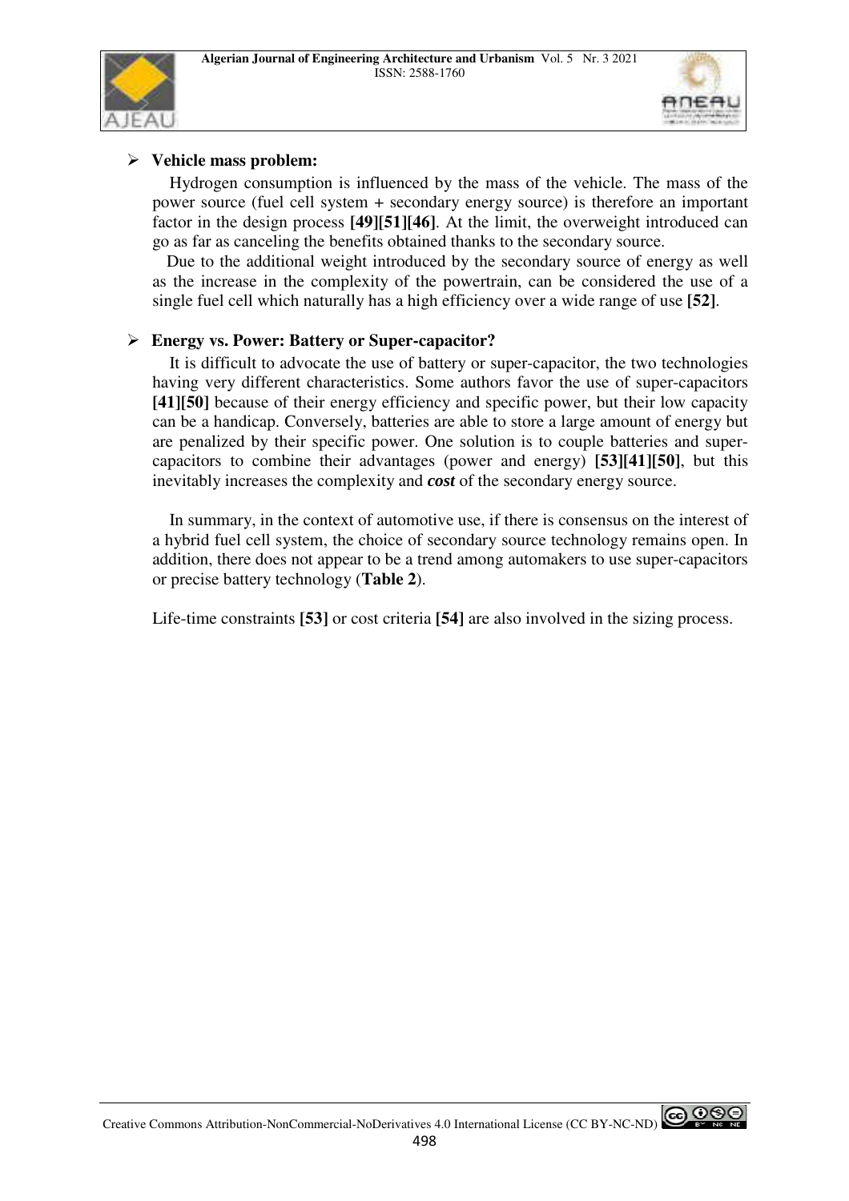- **Vehicle mass problem:**

Hydrogen consumption is influenced by the mass of the vehicle. The mass of the power source (fuel cell system + secondary energy source) is therefore an important factor in the design process **[49][51][46]**. At the limit, the overweight introduced can go as far as canceling the benefits obtained thanks to the secondary source.

Due to the additional weight introduced by the secondary source of energy as well as the increase in the complexity of the powertrain, can be considered the use of a single fuel cell which naturally has a high efficiency over a wide range of use **[52]**.

- **Energy vs. Power: Battery or Super-capacitor?**

It is difficult to advocate the use of battery or super-capacitor, the two technologies having very different characteristics. Some authors favor the use of super-capacitors **[41][50]** because of their energy efficiency and specific power, but their low capacity can be a handicap. Conversely, batteries are able to store a large amount of energy but are penalized by their specific power. One solution is to couple batteries and super-capacitors to combine their advantages (power and energy) **[53][41][50]**, but this inevitably increases the complexity and ***cost*** of the secondary energy source.

In summary, in the context of automotive use, if there is consensus on the interest of a hybrid fuel cell system, the choice of secondary source technology remains open. In addition, there does not appear to be a trend among automakers to use super-capacitors or precise battery technology (**Table 2**).

Life-time constraints **[53]** or cost criteria **[54]** are also involved in the sizing process.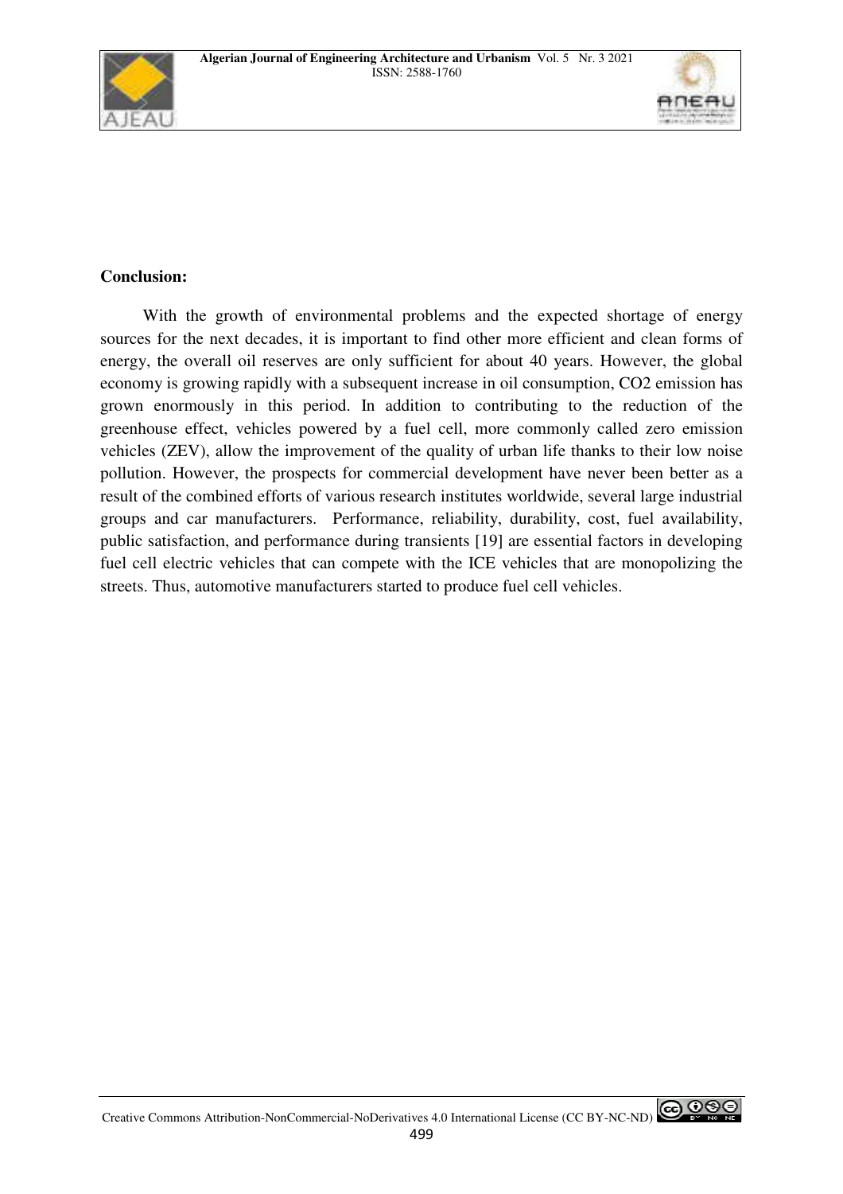## Conclusion:

With the growth of environmental problems and the expected shortage of energy sources for the next decades, it is important to find other more efficient and clean forms of energy, the overall oil reserves are only sufficient for about 40 years. However, the global economy is growing rapidly with a subsequent increase in oil consumption, $CO_2$ emission has grown enormously in this period. In addition to contributing to the reduction of the greenhouse effect, vehicles powered by a fuel cell, more commonly called zero emission vehicles (ZEV), allow the improvement of the quality of urban life thanks to their low noise pollution. However, the prospects for commercial development have never been better as a result of the combined efforts of various research institutes worldwide, several large industrial groups and car manufacturers. Performance, reliability, durability, cost, fuel availability, public satisfaction, and performance during transients [19] are essential factors in developing fuel cell electric vehicles that can compete with the ICE vehicles that are monopolizing the streets. Thus, automotive manufacturers started to produce fuel cell vehicles.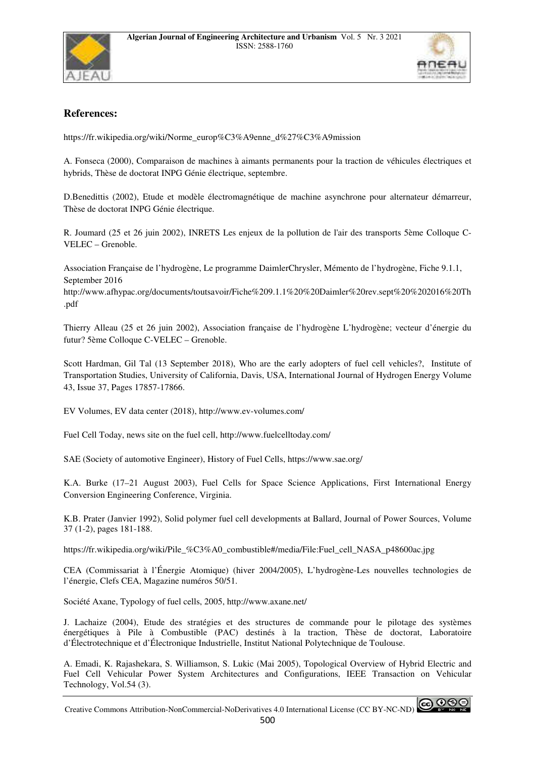## References:

https://fr.wikipedia.org/wiki/Norme_europ%C3%A9enne_d%27%C3%A9mission

A. Fonseca (2000), Comparaison de machines à aimants permanents pour la traction de véhicules électriques et hybrids, Thèse de doctorat INPG Génie électrique, septembre.

D.Benedittis (2002), Etude et modèle électromagnétique de machine asynchrone pour alternateur démarreur, Thèse de doctorat INPG Génie électrique.

R. Joumard (25 et 26 juin 2002), INRETS Les enjeux de la pollution de l'air des transports 5ème Colloque C-VELEC – Grenoble.

Association Française de l'hydrogène, Le programme DaimlerChrysler, Mémento de l'hydrogène, Fiche 9.1.1, September 2016
http://www.afhypac.org/documents/toutsavoir/Fiche%209.1.1%20%20Daimler%20rev.sept%20%202016%20Th.pdf

Thierry Alleau (25 et 26 juin 2002), Association française de l'hydrogène L'hydrogène; vecteur d'énergie du futur? 5ème Colloque C-VELEC – Grenoble.

Scott Hardman, Gil Tal (13 September 2018), Who are the early adopters of fuel cell vehicles?, Institute of Transportation Studies, University of California, Davis, USA, International Journal of Hydrogen Energy Volume 43, Issue 37, Pages 17857-17866.

EV Volumes, EV data center (2018), http://www.ev-volumes.com/

Fuel Cell Today, news site on the fuel cell, http://www.fuelcelltoday.com/

SAE (Society of automotive Engineer), History of Fuel Cells, https://www.sae.org/

K.A. Burke (17–21 August 2003), Fuel Cells for Space Science Applications, First International Energy Conversion Engineering Conference, Virginia.

K.B. Prater (Janvier 1992), Solid polymer fuel cell developments at Ballard, Journal of Power Sources, Volume 37 (1-2), pages 181-188.

https://fr.wikipedia.org/wiki/Pile_%C3%A0_combustible#/media/File:Fuel_cell_NASA_p48600ac.jpg

CEA (Commissariat à l'Énergie Atomique) (hiver 2004/2005), L'hydrogène-Les nouvelles technologies de l'énergie, Clefs CEA, Magazine numéros 50/51.

Société Axane, Typology of fuel cells, 2005, http://www.axane.net/

J. Lachaize (2004), Etude des stratégies et des structures de commande pour le pilotage des systèmes énergétiques à Pile à Combustible (PAC) destinés à la traction, Thèse de doctorat, Laboratoire d'Électrotechnique et d'Électronique Industrielle, Institut National Polytechnique de Toulouse.

A. Emadi, K. Rajashekara, S. Williamson, S. Lukic (Mai 2005), Topological Overview of Hybrid Electric and Fuel Cell Vehicular Power System Architectures and Configurations, IEEE Transaction on Vehicular Technology, Vol.54 (3).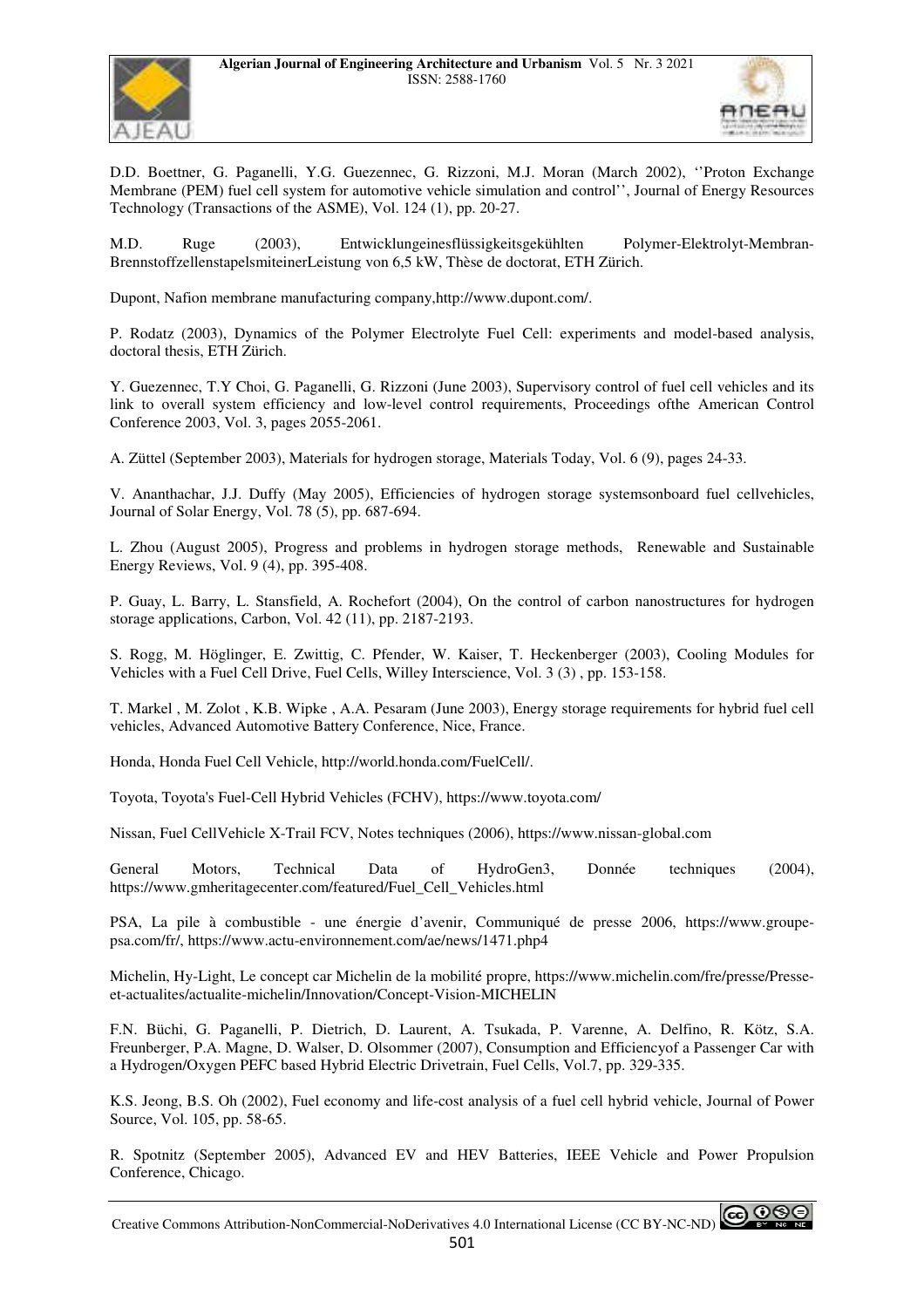D.D. Boettner, G. Paganelli, Y.G. Guezennec, G. Rizzoni, M.J. Moran (March 2002), ''Proton Exchange Membrane (PEM) fuel cell system for automotive vehicle simulation and control'', Journal of Energy Resources Technology (Transactions of the ASME), Vol. 124 (1), pp. 20-27.

M.D. Ruge (2003), Entwicklungeinesflüssigkeitsgekühlten Polymer-Elektrolyt-Membran-BrennstoffzellenstapelsmiteinerLeistung von 6,5 kW, Thèse de doctorat, ETH Zürich.

Dupont, Nafion membrane manufacturing company,http://www.dupont.com/.

P. Rodatz (2003), Dynamics of the Polymer Electrolyte Fuel Cell: experiments and model-based analysis, doctoral thesis, ETH Zürich.

Y. Guezennec, T.Y Choi, G. Paganelli, G. Rizzoni (June 2003), Supervisory control of fuel cell vehicles and its link to overall system efficiency and low-level control requirements, Proceedings ofthe American Control Conference 2003, Vol. 3, pages 2055-2061.

A. Züttel (September 2003), Materials for hydrogen storage, Materials Today, Vol. 6 (9), pages 24-33.

V. Ananthachar, J.J. Duffy (May 2005), Efficiencies of hydrogen storage systemsonboard fuel cellvehicles, Journal of Solar Energy, Vol. 78 (5), pp. 687-694.

L. Zhou (August 2005), Progress and problems in hydrogen storage methods, Renewable and Sustainable Energy Reviews, Vol. 9 (4), pp. 395-408.

P. Guay, L. Barry, L. Stansfield, A. Rochefort (2004), On the control of carbon nanostructures for hydrogen storage applications, Carbon, Vol. 42 (11), pp. 2187-2193.

S. Rogg, M. Höglinger, E. Zwittig, C. Pfender, W. Kaiser, T. Heckenberger (2003), Cooling Modules for Vehicles with a Fuel Cell Drive, Fuel Cells, Willey Interscience, Vol. 3 (3) , pp. 153-158.

T. Markel , M. Zolot , K.B. Wipke , A.A. Pesaram (June 2003), Energy storage requirements for hybrid fuel cell vehicles, Advanced Automotive Battery Conference, Nice, France.

Honda, Honda Fuel Cell Vehicle, http://world.honda.com/FuelCell/.

Toyota, Toyota's Fuel-Cell Hybrid Vehicles (FCHV), https://www.toyota.com/

Nissan, Fuel CellVehicle X-Trail FCV, Notes techniques (2006), https://www.nissan-global.com

General Motors, Technical Data of HydroGen3, Donnée techniques (2004), https://www.gmheritagecenter.com/featured/Fuel_Cell_Vehicles.html

PSA, La pile à combustible - une énergie d'avenir, Communiqué de presse 2006, https://www.groupe-psa.com/fr/, https://www.actu-environnement.com/ae/news/1471.php4

Michelin, Hy-Light, Le concept car Michelin de la mobilité propre, https://www.michelin.com/fre/presse/Presse-et-actualites/actualite-michelin/Innovation/Concept-Vision-MICHELIN

F.N. Büchi, G. Paganelli, P. Dietrich, D. Laurent, A. Tsukada, P. Varenne, A. Delfino, R. Kötz, S.A. Freunberger, P.A. Magne, D. Walser, D. Olsommer (2007), Consumption and Efficiencyof a Passenger Car with a Hydrogen/Oxygen PEFC based Hybrid Electric Drivetrain, Fuel Cells, Vol.7, pp. 329-335.

K.S. Jeong, B.S. Oh (2002), Fuel economy and life-cost analysis of a fuel cell hybrid vehicle, Journal of Power Source, Vol. 105, pp. 58-65.

R. Spotnitz (September 2005), Advanced EV and HEV Batteries, IEEE Vehicle and Power Propulsion Conference, Chicago.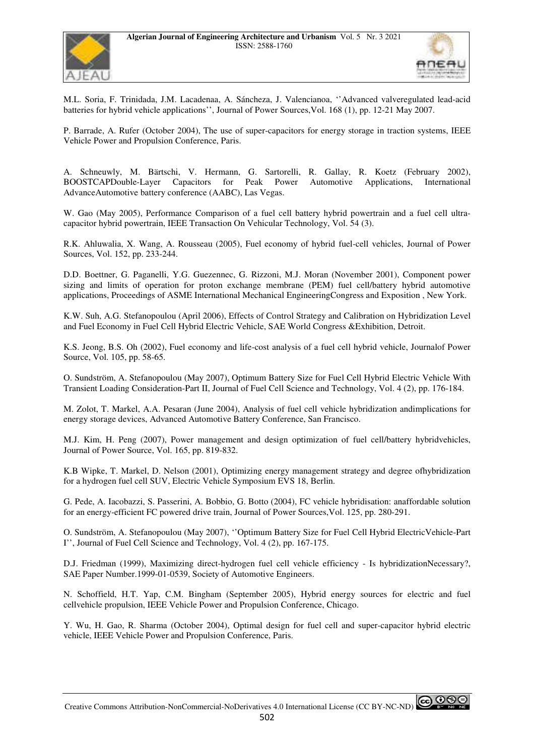M.L. Soria, F. Trinidada, J.M. Lacadenaa, A. Sáncheza, J. Valencianoa, ''Advanced valveregulated lead-acid batteries for hybrid vehicle applications'', Journal of Power Sources,Vol. 168 (1), pp. 12-21 May 2007.

P. Barrade, A. Rufer (October 2004), The use of super-capacitors for energy storage in traction systems, IEEE Vehicle Power and Propulsion Conference, Paris.

A. Schneuwly, M. Bärtschi, V. Hermann, G. Sartorelli, R. Gallay, R. Koetz (February 2002), BOOSTCAPDouble-Layer Capacitors for Peak Power Automotive Applications, International AdvanceAutomotive battery conference (AABC), Las Vegas.

W. Gao (May 2005), Performance Comparison of a fuel cell battery hybrid powertrain and a fuel cell ultra-capacitor hybrid powertrain, IEEE Transaction On Vehicular Technology, Vol. 54 (3).

R.K. Ahluwalia, X. Wang, A. Rousseau (2005), Fuel economy of hybrid fuel-cell vehicles, Journal of Power Sources, Vol. 152, pp. 233-244.

D.D. Boettner, G. Paganelli, Y.G. Guezennec, G. Rizzoni, M.J. Moran (November 2001), Component power sizing and limits of operation for proton exchange membrane (PEM) fuel cell/battery hybrid automotive applications, Proceedings of ASME International Mechanical EngineeringCongress and Exposition , New York.

K.W. Suh, A.G. Stefanopoulou (April 2006), Effects of Control Strategy and Calibration on Hybridization Level and Fuel Economy in Fuel Cell Hybrid Electric Vehicle, SAE World Congress &Exhibition, Detroit.

K.S. Jeong, B.S. Oh (2002), Fuel economy and life-cost analysis of a fuel cell hybrid vehicle, Journalof Power Source, Vol. 105, pp. 58-65.

O. Sundström, A. Stefanopoulou (May 2007), Optimum Battery Size for Fuel Cell Hybrid Electric Vehicle With Transient Loading Consideration-Part II, Journal of Fuel Cell Science and Technology, Vol. 4 (2), pp. 176-184.

M. Zolot, T. Markel, A.A. Pesaran (June 2004), Analysis of fuel cell vehicle hybridization andimplications for energy storage devices, Advanced Automotive Battery Conference, San Francisco.

M.J. Kim, H. Peng (2007), Power management and design optimization of fuel cell/battery hybridvehicles, Journal of Power Source, Vol. 165, pp. 819-832.

K.B Wipke, T. Markel, D. Nelson (2001), Optimizing energy management strategy and degree ofhybridization for a hydrogen fuel cell SUV, Electric Vehicle Symposium EVS 18, Berlin.

G. Pede, A. Iacobazzi, S. Passerini, A. Bobbio, G. Botto (2004), FC vehicle hybridisation: anaffordable solution for an energy-efficient FC powered drive train, Journal of Power Sources,Vol. 125, pp. 280-291.

O. Sundström, A. Stefanopoulou (May 2007), ''Optimum Battery Size for Fuel Cell Hybrid ElectricVehicle-Part I'', Journal of Fuel Cell Science and Technology, Vol. 4 (2), pp. 167-175.

D.J. Friedman (1999), Maximizing direct-hydrogen fuel cell vehicle efficiency - Is hybridizationNecessary?, SAE Paper Number.1999-01-0539, Society of Automotive Engineers.

N. Schoffield, H.T. Yap, C.M. Bingham (September 2005), Hybrid energy sources for electric and fuel cellvehicle propulsion, IEEE Vehicle Power and Propulsion Conference, Chicago.

Y. Wu, H. Gao, R. Sharma (October 2004), Optimal design for fuel cell and super-capacitor hybrid electric vehicle, IEEE Vehicle Power and Propulsion Conference, Paris.